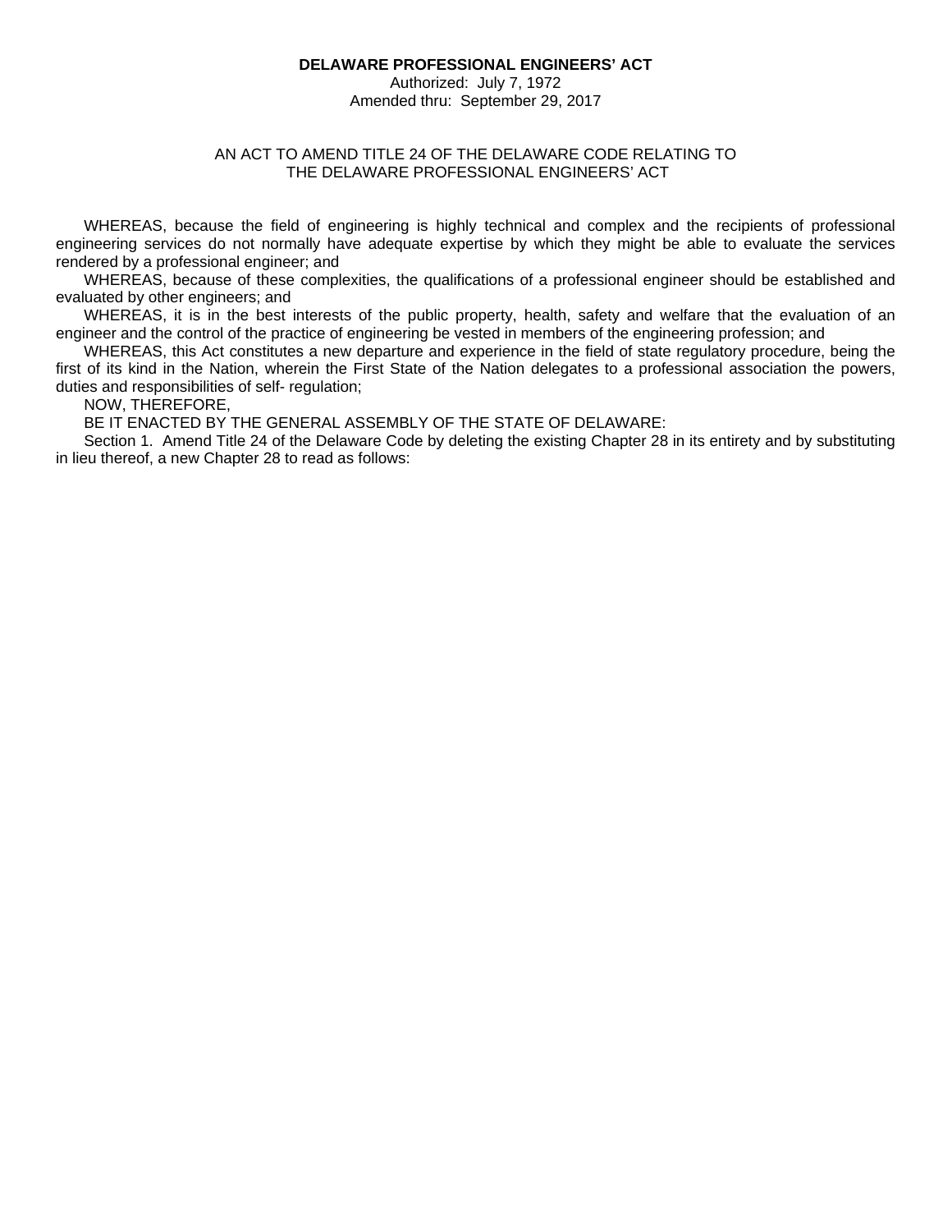# DELAWARE PROFESSIONAL ENGINEERS' ACT

Authorized: July 7, 1972
Amended thru: September 29, 2017

AN ACT TO AMEND TITLE 24 OF THE DELAWARE CODE RELATING TO THE DELAWARE PROFESSIONAL ENGINEERS' ACT

WHEREAS, because the field of engineering is highly technical and complex and the recipients of professional engineering services do not normally have adequate expertise by which they might be able to evaluate the services rendered by a professional engineer; and

WHEREAS, because of these complexities, the qualifications of a professional engineer should be established and evaluated by other engineers; and

WHEREAS, it is in the best interests of the public property, health, safety and welfare that the evaluation of an engineer and the control of the practice of engineering be vested in members of the engineering profession; and

WHEREAS, this Act constitutes a new departure and experience in the field of state regulatory procedure, being the first of its kind in the Nation, wherein the First State of the Nation delegates to a professional association the powers, duties and responsibilities of self- regulation;

NOW, THEREFORE,

BE IT ENACTED BY THE GENERAL ASSEMBLY OF THE STATE OF DELAWARE:

Section 1. Amend Title 24 of the Delaware Code by deleting the existing Chapter 28 in its entirety and by substituting in lieu thereof, a new Chapter 28 to read as follows: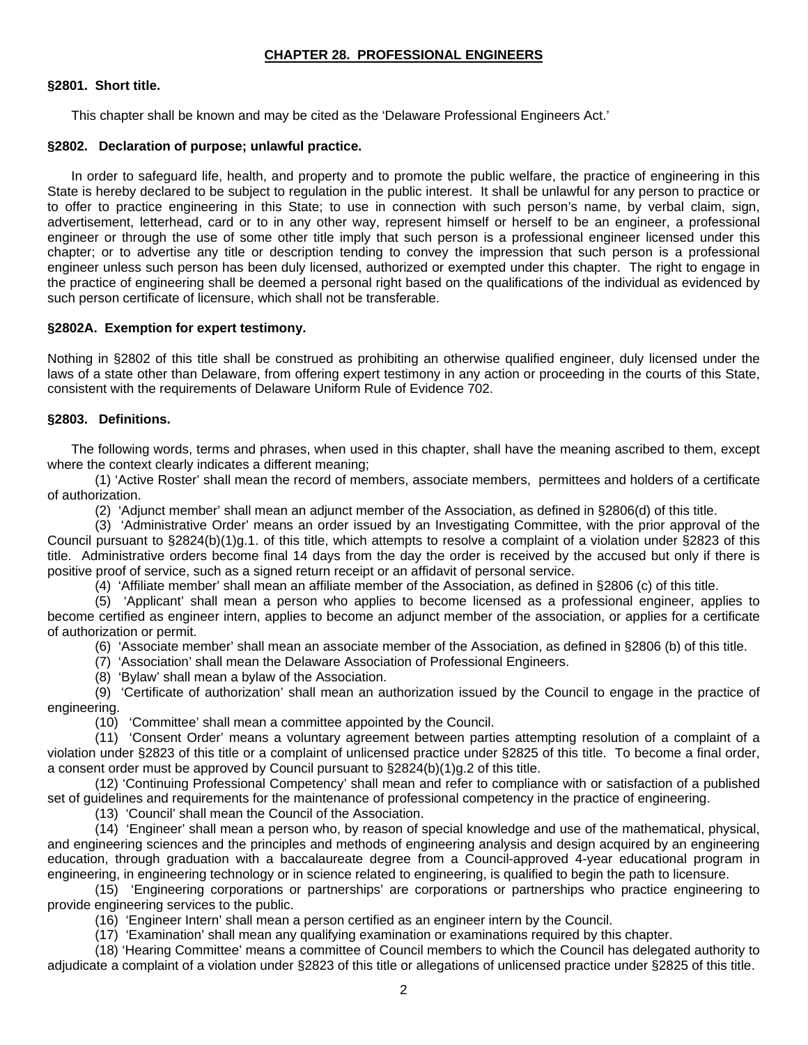## CHAPTER 28. PROFESSIONAL ENGINEERS

### §2801. Short title.

This chapter shall be known and may be cited as the 'Delaware Professional Engineers Act.'

### §2802. Declaration of purpose; unlawful practice.

In order to safeguard life, health, and property and to promote the public welfare, the practice of engineering in this State is hereby declared to be subject to regulation in the public interest. It shall be unlawful for any person to practice or to offer to practice engineering in this State; to use in connection with such person's name, by verbal claim, sign, advertisement, letterhead, card or to in any other way, represent himself or herself to be an engineer, a professional engineer or through the use of some other title imply that such person is a professional engineer licensed under this chapter; or to advertise any title or description tending to convey the impression that such person is a professional engineer unless such person has been duly licensed, authorized or exempted under this chapter. The right to engage in the practice of engineering shall be deemed a personal right based on the qualifications of the individual as evidenced by such person certificate of licensure, which shall not be transferable.

### §2802A. Exemption for expert testimony.

Nothing in §2802 of this title shall be construed as prohibiting an otherwise qualified engineer, duly licensed under the laws of a state other than Delaware, from offering expert testimony in any action or proceeding in the courts of this State, consistent with the requirements of Delaware Uniform Rule of Evidence 702.

### §2803. Definitions.

The following words, terms and phrases, when used in this chapter, shall have the meaning ascribed to them, except where the context clearly indicates a different meaning;

(1) 'Active Roster' shall mean the record of members, associate members, permittees and holders of a certificate of authorization.

(2) 'Adjunct member' shall mean an adjunct member of the Association, as defined in §2806(d) of this title.

(3) 'Administrative Order' means an order issued by an Investigating Committee, with the prior approval of the Council pursuant to §2824(b)(1)g.1. of this title, which attempts to resolve a complaint of a violation under §2823 of this title. Administrative orders become final 14 days from the day the order is received by the accused but only if there is positive proof of service, such as a signed return receipt or an affidavit of personal service.

(4) 'Affiliate member' shall mean an affiliate member of the Association, as defined in §2806 (c) of this title.

(5) 'Applicant' shall mean a person who applies to become licensed as a professional engineer, applies to become certified as engineer intern, applies to become an adjunct member of the association, or applies for a certificate of authorization or permit.

(6) 'Associate member' shall mean an associate member of the Association, as defined in §2806 (b) of this title.

(7) 'Association' shall mean the Delaware Association of Professional Engineers.

(8) 'Bylaw' shall mean a bylaw of the Association.

(9) 'Certificate of authorization' shall mean an authorization issued by the Council to engage in the practice of engineering.

(10) 'Committee' shall mean a committee appointed by the Council.

(11) 'Consent Order' means a voluntary agreement between parties attempting resolution of a complaint of a violation under §2823 of this title or a complaint of unlicensed practice under §2825 of this title. To become a final order, a consent order must be approved by Council pursuant to §2824(b)(1)g.2 of this title.

(12) 'Continuing Professional Competency' shall mean and refer to compliance with or satisfaction of a published set of guidelines and requirements for the maintenance of professional competency in the practice of engineering.

(13) 'Council' shall mean the Council of the Association.

(14) 'Engineer' shall mean a person who, by reason of special knowledge and use of the mathematical, physical, and engineering sciences and the principles and methods of engineering analysis and design acquired by an engineering education, through graduation with a baccalaureate degree from a Council-approved 4-year educational program in engineering, in engineering technology or in science related to engineering, is qualified to begin the path to licensure.

(15) 'Engineering corporations or partnerships' are corporations or partnerships who practice engineering to provide engineering services to the public.

(16) 'Engineer Intern' shall mean a person certified as an engineer intern by the Council.

(17) 'Examination' shall mean any qualifying examination or examinations required by this chapter.

(18) 'Hearing Committee' means a committee of Council members to which the Council has delegated authority to adjudicate a complaint of a violation under §2823 of this title or allegations of unlicensed practice under §2825 of this title.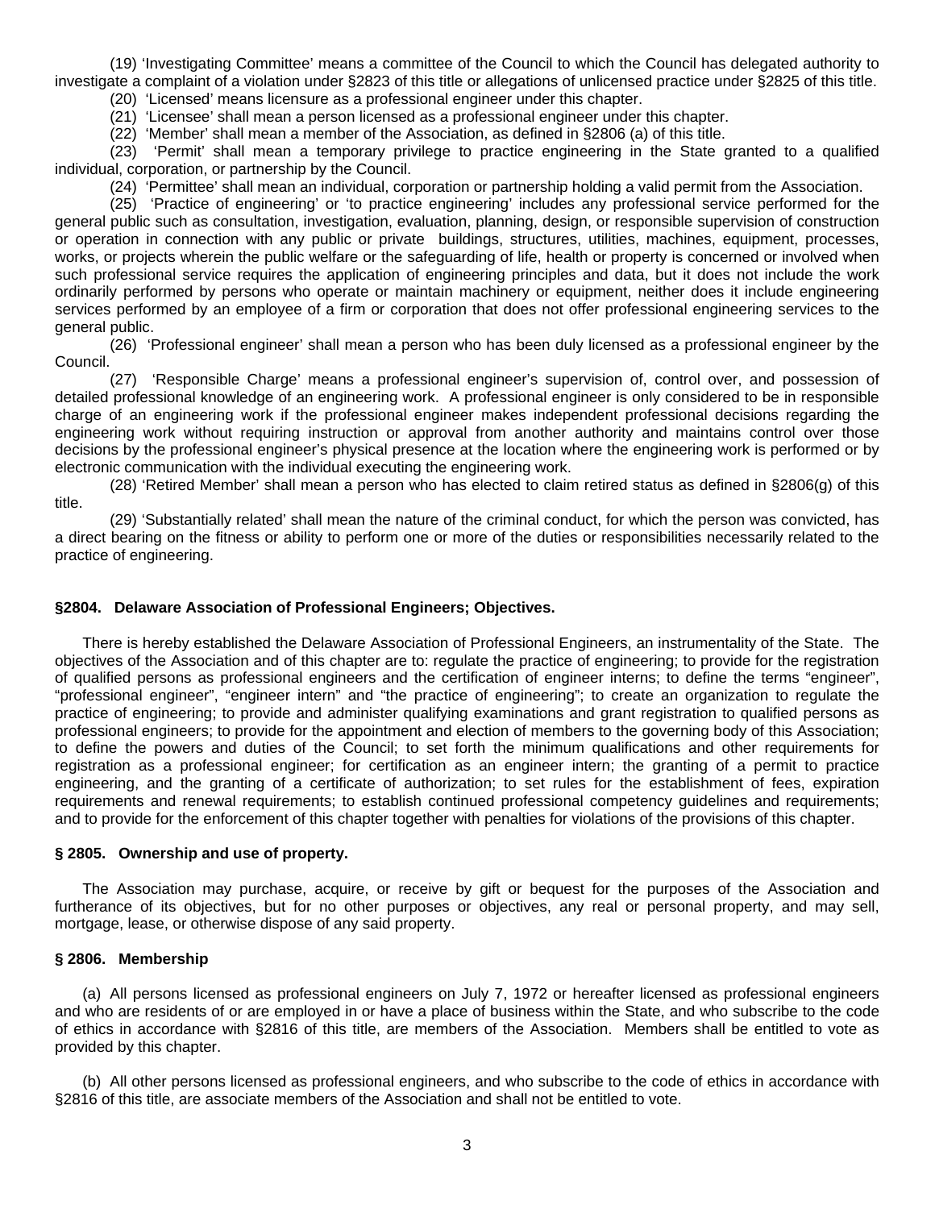(19) 'Investigating Committee' means a committee of the Council to which the Council has delegated authority to investigate a complaint of a violation under §2823 of this title or allegations of unlicensed practice under §2825 of this title.

(20) 'Licensed' means licensure as a professional engineer under this chapter.

(21) 'Licensee' shall mean a person licensed as a professional engineer under this chapter.

(22) 'Member' shall mean a member of the Association, as defined in §2806 (a) of this title.

(23) 'Permit' shall mean a temporary privilege to practice engineering in the State granted to a qualified individual, corporation, or partnership by the Council.

(24) 'Permittee' shall mean an individual, corporation or partnership holding a valid permit from the Association.

(25) 'Practice of engineering' or 'to practice engineering' includes any professional service performed for the general public such as consultation, investigation, evaluation, planning, design, or responsible supervision of construction or operation in connection with any public or private buildings, structures, utilities, machines, equipment, processes, works, or projects wherein the public welfare or the safeguarding of life, health or property is concerned or involved when such professional service requires the application of engineering principles and data, but it does not include the work ordinarily performed by persons who operate or maintain machinery or equipment, neither does it include engineering services performed by an employee of a firm or corporation that does not offer professional engineering services to the general public.

(26) 'Professional engineer' shall mean a person who has been duly licensed as a professional engineer by the Council.

(27) 'Responsible Charge' means a professional engineer's supervision of, control over, and possession of detailed professional knowledge of an engineering work. A professional engineer is only considered to be in responsible charge of an engineering work if the professional engineer makes independent professional decisions regarding the engineering work without requiring instruction or approval from another authority and maintains control over those decisions by the professional engineer's physical presence at the location where the engineering work is performed or by electronic communication with the individual executing the engineering work.

(28) 'Retired Member' shall mean a person who has elected to claim retired status as defined in §2806(g) of this title.

(29) 'Substantially related' shall mean the nature of the criminal conduct, for which the person was convicted, has a direct bearing on the fitness or ability to perform one or more of the duties or responsibilities necessarily related to the practice of engineering.

**§2804. Delaware Association of Professional Engineers; Objectives.**

There is hereby established the Delaware Association of Professional Engineers, an instrumentality of the State. The objectives of the Association and of this chapter are to: regulate the practice of engineering; to provide for the registration of qualified persons as professional engineers and the certification of engineer interns; to define the terms "engineer", "professional engineer", "engineer intern" and "the practice of engineering"; to create an organization to regulate the practice of engineering; to provide and administer qualifying examinations and grant registration to qualified persons as professional engineers; to provide for the appointment and election of members to the governing body of this Association; to define the powers and duties of the Council; to set forth the minimum qualifications and other requirements for registration as a professional engineer; for certification as an engineer intern; the granting of a permit to practice engineering, and the granting of a certificate of authorization; to set rules for the establishment of fees, expiration requirements and renewal requirements; to establish continued professional competency guidelines and requirements; and to provide for the enforcement of this chapter together with penalties for violations of the provisions of this chapter.

**§ 2805. Ownership and use of property.**

The Association may purchase, acquire, or receive by gift or bequest for the purposes of the Association and furtherance of its objectives, but for no other purposes or objectives, any real or personal property, and may sell, mortgage, lease, or otherwise dispose of any said property.

**§ 2806. Membership**

(a) All persons licensed as professional engineers on July 7, 1972 or hereafter licensed as professional engineers and who are residents of or are employed in or have a place of business within the State, and who subscribe to the code of ethics in accordance with §2816 of this title, are members of the Association. Members shall be entitled to vote as provided by this chapter.

(b) All other persons licensed as professional engineers, and who subscribe to the code of ethics in accordance with §2816 of this title, are associate members of the Association and shall not be entitled to vote.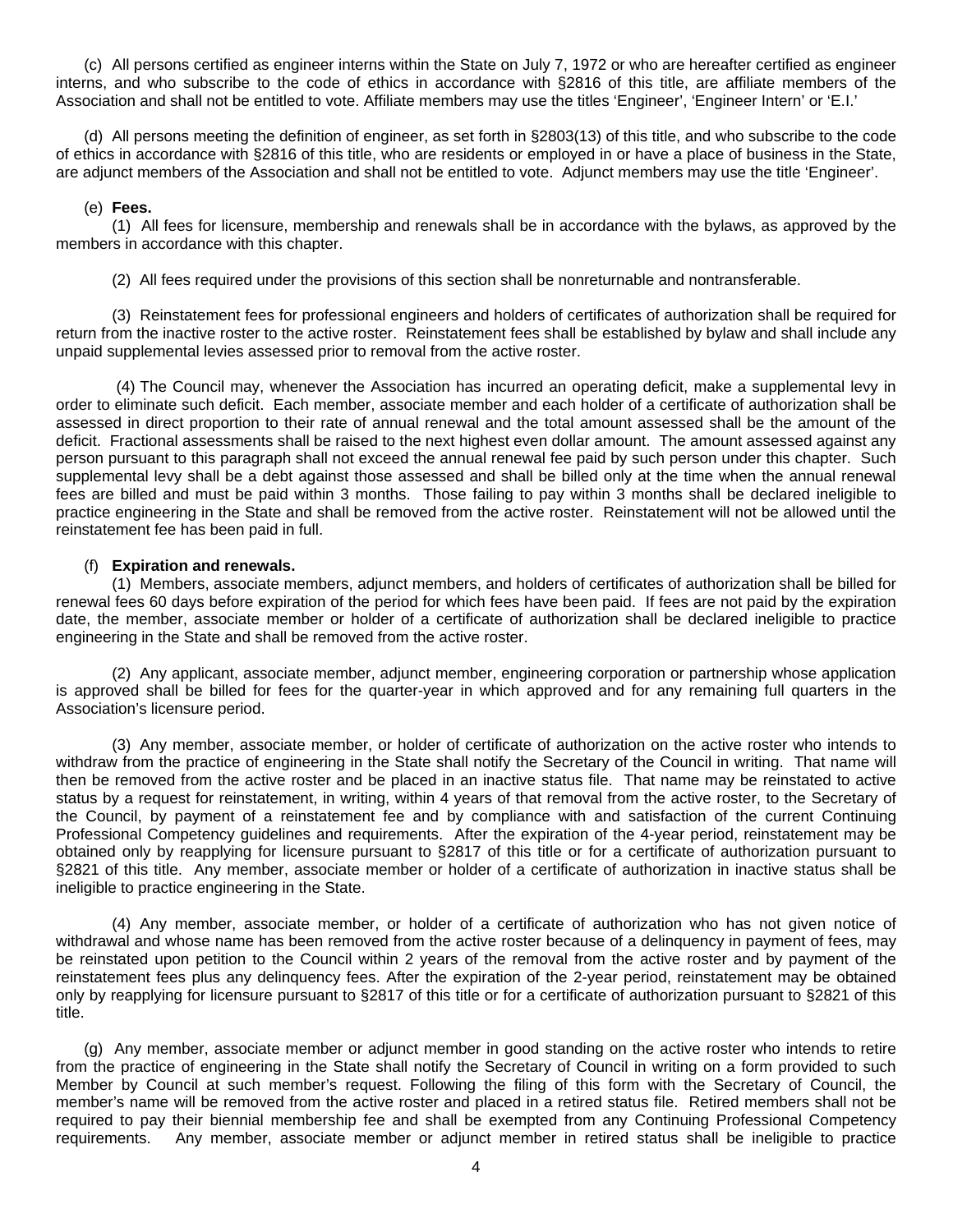(c) All persons certified as engineer interns within the State on July 7, 1972 or who are hereafter certified as engineer interns, and who subscribe to the code of ethics in accordance with §2816 of this title, are affiliate members of the Association and shall not be entitled to vote. Affiliate members may use the titles 'Engineer', 'Engineer Intern' or 'E.I.'

(d) All persons meeting the definition of engineer, as set forth in §2803(13) of this title, and who subscribe to the code of ethics in accordance with §2816 of this title, who are residents or employed in or have a place of business in the State, are adjunct members of the Association and shall not be entitled to vote. Adjunct members may use the title 'Engineer'.

(e) **Fees.**

(1) All fees for licensure, membership and renewals shall be in accordance with the bylaws, as approved by the members in accordance with this chapter.

(2) All fees required under the provisions of this section shall be nonreturnable and nontransferable.

(3) Reinstatement fees for professional engineers and holders of certificates of authorization shall be required for return from the inactive roster to the active roster. Reinstatement fees shall be established by bylaw and shall include any unpaid supplemental levies assessed prior to removal from the active roster.

(4) The Council may, whenever the Association has incurred an operating deficit, make a supplemental levy in order to eliminate such deficit. Each member, associate member and each holder of a certificate of authorization shall be assessed in direct proportion to their rate of annual renewal and the total amount assessed shall be the amount of the deficit. Fractional assessments shall be raised to the next highest even dollar amount. The amount assessed against any person pursuant to this paragraph shall not exceed the annual renewal fee paid by such person under this chapter. Such supplemental levy shall be a debt against those assessed and shall be billed only at the time when the annual renewal fees are billed and must be paid within 3 months. Those failing to pay within 3 months shall be declared ineligible to practice engineering in the State and shall be removed from the active roster. Reinstatement will not be allowed until the reinstatement fee has been paid in full.

(f) **Expiration and renewals.**

(1) Members, associate members, adjunct members, and holders of certificates of authorization shall be billed for renewal fees 60 days before expiration of the period for which fees have been paid. If fees are not paid by the expiration date, the member, associate member or holder of a certificate of authorization shall be declared ineligible to practice engineering in the State and shall be removed from the active roster.

(2) Any applicant, associate member, adjunct member, engineering corporation or partnership whose application is approved shall be billed for fees for the quarter-year in which approved and for any remaining full quarters in the Association's licensure period.

(3) Any member, associate member, or holder of certificate of authorization on the active roster who intends to withdraw from the practice of engineering in the State shall notify the Secretary of the Council in writing. That name will then be removed from the active roster and be placed in an inactive status file. That name may be reinstated to active status by a request for reinstatement, in writing, within 4 years of that removal from the active roster, to the Secretary of the Council, by payment of a reinstatement fee and by compliance with and satisfaction of the current Continuing Professional Competency guidelines and requirements. After the expiration of the 4-year period, reinstatement may be obtained only by reapplying for licensure pursuant to §2817 of this title or for a certificate of authorization pursuant to §2821 of this title. Any member, associate member or holder of a certificate of authorization in inactive status shall be ineligible to practice engineering in the State.

(4) Any member, associate member, or holder of a certificate of authorization who has not given notice of withdrawal and whose name has been removed from the active roster because of a delinquency in payment of fees, may be reinstated upon petition to the Council within 2 years of the removal from the active roster and by payment of the reinstatement fees plus any delinquency fees. After the expiration of the 2-year period, reinstatement may be obtained only by reapplying for licensure pursuant to §2817 of this title or for a certificate of authorization pursuant to §2821 of this title.

(g) Any member, associate member or adjunct member in good standing on the active roster who intends to retire from the practice of engineering in the State shall notify the Secretary of Council in writing on a form provided to such Member by Council at such member's request. Following the filing of this form with the Secretary of Council, the member's name will be removed from the active roster and placed in a retired status file. Retired members shall not be required to pay their biennial membership fee and shall be exempted from any Continuing Professional Competency requirements. Any member, associate member or adjunct member in retired status shall be ineligible to practice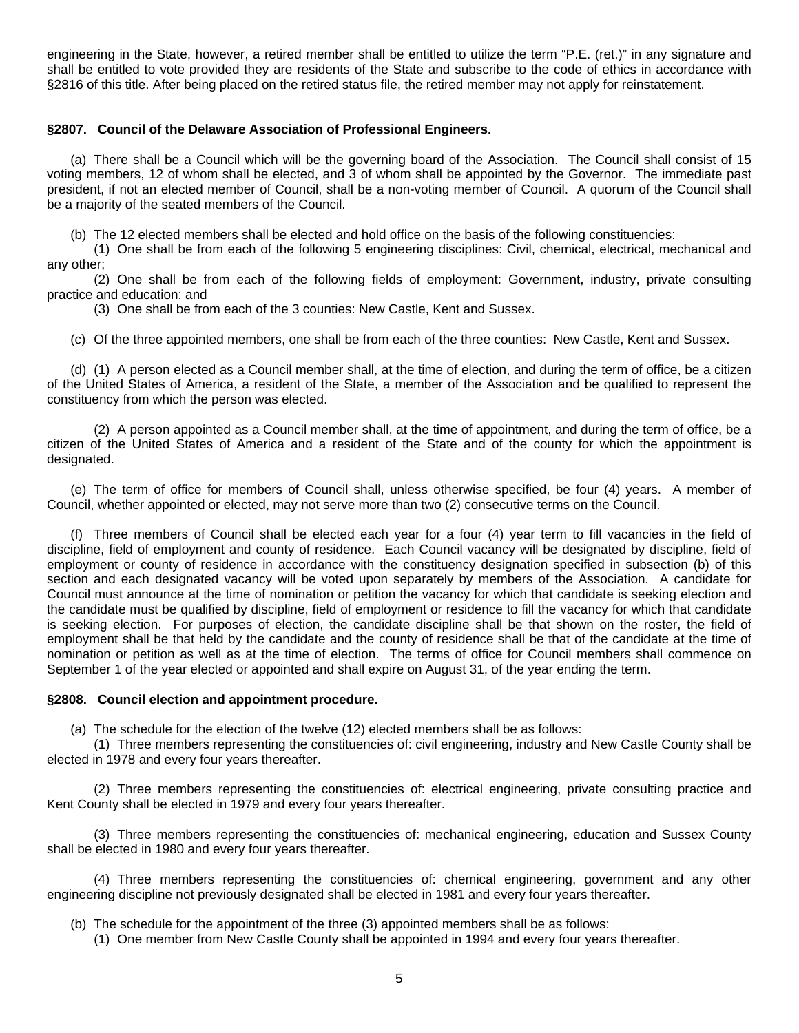engineering in the State, however, a retired member shall be entitled to utilize the term "P.E. (ret.)" in any signature and shall be entitled to vote provided they are residents of the State and subscribe to the code of ethics in accordance with §2816 of this title. After being placed on the retired status file, the retired member may not apply for reinstatement.

### §2807. Council of the Delaware Association of Professional Engineers.

(a) There shall be a Council which will be the governing board of the Association. The Council shall consist of 15 voting members, 12 of whom shall be elected, and 3 of whom shall be appointed by the Governor. The immediate past president, if not an elected member of Council, shall be a non-voting member of Council. A quorum of the Council shall be a majority of the seated members of the Council.

(b) The 12 elected members shall be elected and hold office on the basis of the following constituencies:

(1) One shall be from each of the following 5 engineering disciplines: Civil, chemical, electrical, mechanical and any other;

(2) One shall be from each of the following fields of employment: Government, industry, private consulting practice and education: and

(3) One shall be from each of the 3 counties: New Castle, Kent and Sussex.

(c) Of the three appointed members, one shall be from each of the three counties: New Castle, Kent and Sussex.

(d) (1) A person elected as a Council member shall, at the time of election, and during the term of office, be a citizen of the United States of America, a resident of the State, a member of the Association and be qualified to represent the constituency from which the person was elected.

(2) A person appointed as a Council member shall, at the time of appointment, and during the term of office, be a citizen of the United States of America and a resident of the State and of the county for which the appointment is designated.

(e) The term of office for members of Council shall, unless otherwise specified, be four (4) years. A member of Council, whether appointed or elected, may not serve more than two (2) consecutive terms on the Council.

(f) Three members of Council shall be elected each year for a four (4) year term to fill vacancies in the field of discipline, field of employment and county of residence. Each Council vacancy will be designated by discipline, field of employment or county of residence in accordance with the constituency designation specified in subsection (b) of this section and each designated vacancy will be voted upon separately by members of the Association. A candidate for Council must announce at the time of nomination or petition the vacancy for which that candidate is seeking election and the candidate must be qualified by discipline, field of employment or residence to fill the vacancy for which that candidate is seeking election. For purposes of election, the candidate discipline shall be that shown on the roster, the field of employment shall be that held by the candidate and the county of residence shall be that of the candidate at the time of nomination or petition as well as at the time of election. The terms of office for Council members shall commence on September 1 of the year elected or appointed and shall expire on August 31, of the year ending the term.

### §2808. Council election and appointment procedure.

(a) The schedule for the election of the twelve (12) elected members shall be as follows:

(1) Three members representing the constituencies of: civil engineering, industry and New Castle County shall be elected in 1978 and every four years thereafter.

(2) Three members representing the constituencies of: electrical engineering, private consulting practice and Kent County shall be elected in 1979 and every four years thereafter.

(3) Three members representing the constituencies of: mechanical engineering, education and Sussex County shall be elected in 1980 and every four years thereafter.

(4) Three members representing the constituencies of: chemical engineering, government and any other engineering discipline not previously designated shall be elected in 1981 and every four years thereafter.

(b) The schedule for the appointment of the three (3) appointed members shall be as follows:

(1) One member from New Castle County shall be appointed in 1994 and every four years thereafter.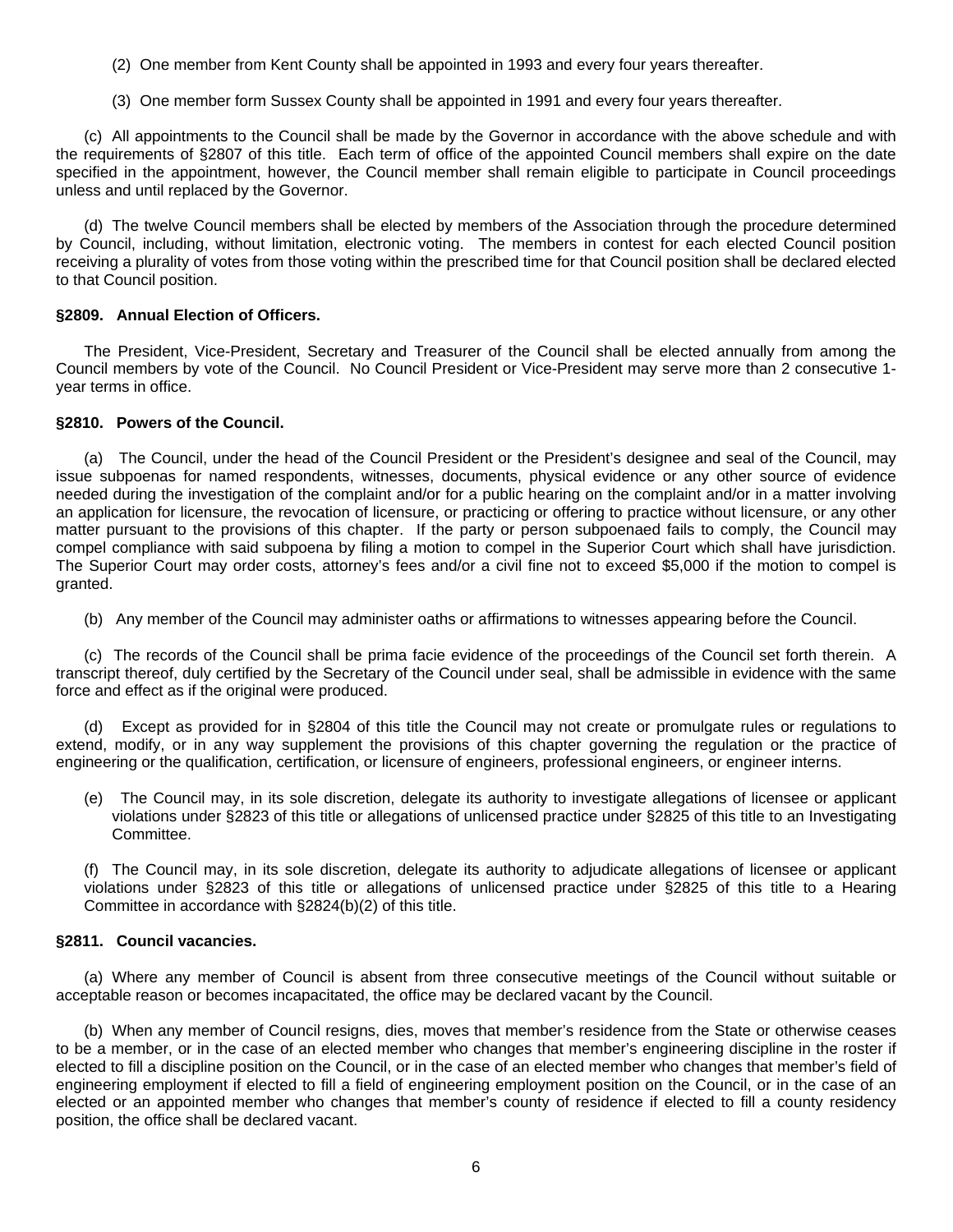(2) One member from Kent County shall be appointed in 1993 and every four years thereafter.

(3) One member form Sussex County shall be appointed in 1991 and every four years thereafter.

(c) All appointments to the Council shall be made by the Governor in accordance with the above schedule and with the requirements of §2807 of this title. Each term of office of the appointed Council members shall expire on the date specified in the appointment, however, the Council member shall remain eligible to participate in Council proceedings unless and until replaced by the Governor.

(d) The twelve Council members shall be elected by members of the Association through the procedure determined by Council, including, without limitation, electronic voting. The members in contest for each elected Council position receiving a plurality of votes from those voting within the prescribed time for that Council position shall be declared elected to that Council position.

**§2809. Annual Election of Officers.**

The President, Vice-President, Secretary and Treasurer of the Council shall be elected annually from among the Council members by vote of the Council. No Council President or Vice-President may serve more than 2 consecutive 1-year terms in office.

**§2810. Powers of the Council.**

(a) The Council, under the head of the Council President or the President's designee and seal of the Council, may issue subpoenas for named respondents, witnesses, documents, physical evidence or any other source of evidence needed during the investigation of the complaint and/or for a public hearing on the complaint and/or in a matter involving an application for licensure, the revocation of licensure, or practicing or offering to practice without licensure, or any other matter pursuant to the provisions of this chapter. If the party or person subpoenaed fails to comply, the Council may compel compliance with said subpoena by filing a motion to compel in the Superior Court which shall have jurisdiction. The Superior Court may order costs, attorney's fees and/or a civil fine not to exceed $5,000 if the motion to compel is granted.

(b) Any member of the Council may administer oaths or affirmations to witnesses appearing before the Council.

(c) The records of the Council shall be prima facie evidence of the proceedings of the Council set forth therein. A transcript thereof, duly certified by the Secretary of the Council under seal, shall be admissible in evidence with the same force and effect as if the original were produced.

(d) Except as provided for in §2804 of this title the Council may not create or promulgate rules or regulations to extend, modify, or in any way supplement the provisions of this chapter governing the regulation or the practice of engineering or the qualification, certification, or licensure of engineers, professional engineers, or engineer interns.

(e) The Council may, in its sole discretion, delegate its authority to investigate allegations of licensee or applicant violations under §2823 of this title or allegations of unlicensed practice under §2825 of this title to an Investigating Committee.

(f) The Council may, in its sole discretion, delegate its authority to adjudicate allegations of licensee or applicant violations under §2823 of this title or allegations of unlicensed practice under §2825 of this title to a Hearing Committee in accordance with §2824(b)(2) of this title.

**§2811. Council vacancies.**

(a) Where any member of Council is absent from three consecutive meetings of the Council without suitable or acceptable reason or becomes incapacitated, the office may be declared vacant by the Council.

(b) When any member of Council resigns, dies, moves that member's residence from the State or otherwise ceases to be a member, or in the case of an elected member who changes that member's engineering discipline in the roster if elected to fill a discipline position on the Council, or in the case of an elected member who changes that member's field of engineering employment if elected to fill a field of engineering employment position on the Council, or in the case of an elected or an appointed member who changes that member's county of residence if elected to fill a county residency position, the office shall be declared vacant.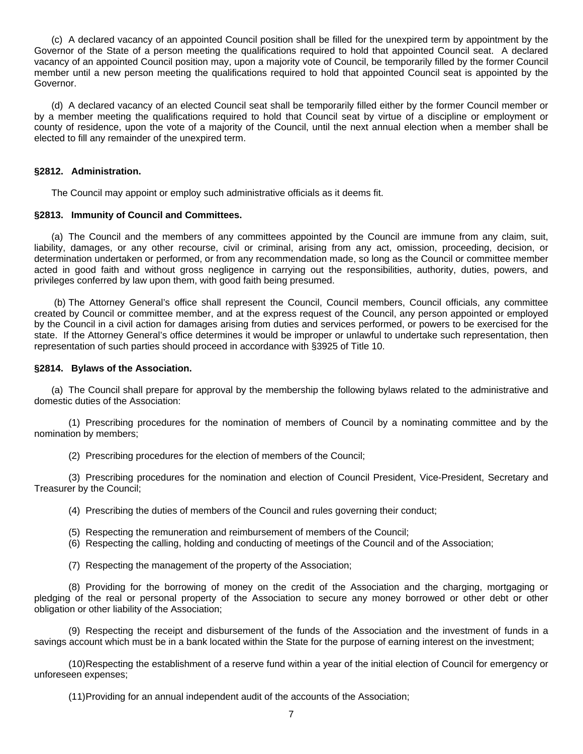(c) A declared vacancy of an appointed Council position shall be filled for the unexpired term by appointment by the Governor of the State of a person meeting the qualifications required to hold that appointed Council seat. A declared vacancy of an appointed Council position may, upon a majority vote of Council, be temporarily filled by the former Council member until a new person meeting the qualifications required to hold that appointed Council seat is appointed by the Governor.

(d) A declared vacancy of an elected Council seat shall be temporarily filled either by the former Council member or by a member meeting the qualifications required to hold that Council seat by virtue of a discipline or employment or county of residence, upon the vote of a majority of the Council, until the next annual election when a member shall be elected to fill any remainder of the unexpired term.

**§2812. Administration.**

The Council may appoint or employ such administrative officials as it deems fit.

**§2813. Immunity of Council and Committees.**

(a) The Council and the members of any committees appointed by the Council are immune from any claim, suit, liability, damages, or any other recourse, civil or criminal, arising from any act, omission, proceeding, decision, or determination undertaken or performed, or from any recommendation made, so long as the Council or committee member acted in good faith and without gross negligence in carrying out the responsibilities, authority, duties, powers, and privileges conferred by law upon them, with good faith being presumed.

(b) The Attorney General's office shall represent the Council, Council members, Council officials, any committee created by Council or committee member, and at the express request of the Council, any person appointed or employed by the Council in a civil action for damages arising from duties and services performed, or powers to be exercised for the state. If the Attorney General's office determines it would be improper or unlawful to undertake such representation, then representation of such parties should proceed in accordance with §3925 of Title 10.

**§2814. Bylaws of the Association.**

(a) The Council shall prepare for approval by the membership the following bylaws related to the administrative and domestic duties of the Association:

(1) Prescribing procedures for the nomination of members of Council by a nominating committee and by the nomination by members;

(2) Prescribing procedures for the election of members of the Council;

(3) Prescribing procedures for the nomination and election of Council President, Vice-President, Secretary and Treasurer by the Council;

(4) Prescribing the duties of members of the Council and rules governing their conduct;

(5) Respecting the remuneration and reimbursement of members of the Council;

(6) Respecting the calling, holding and conducting of meetings of the Council and of the Association;

(7) Respecting the management of the property of the Association;

(8) Providing for the borrowing of money on the credit of the Association and the charging, mortgaging or pledging of the real or personal property of the Association to secure any money borrowed or other debt or other obligation or other liability of the Association;

(9) Respecting the receipt and disbursement of the funds of the Association and the investment of funds in a savings account which must be in a bank located within the State for the purpose of earning interest on the investment;

(10) Respecting the establishment of a reserve fund within a year of the initial election of Council for emergency or unforeseen expenses;

(11) Providing for an annual independent audit of the accounts of the Association;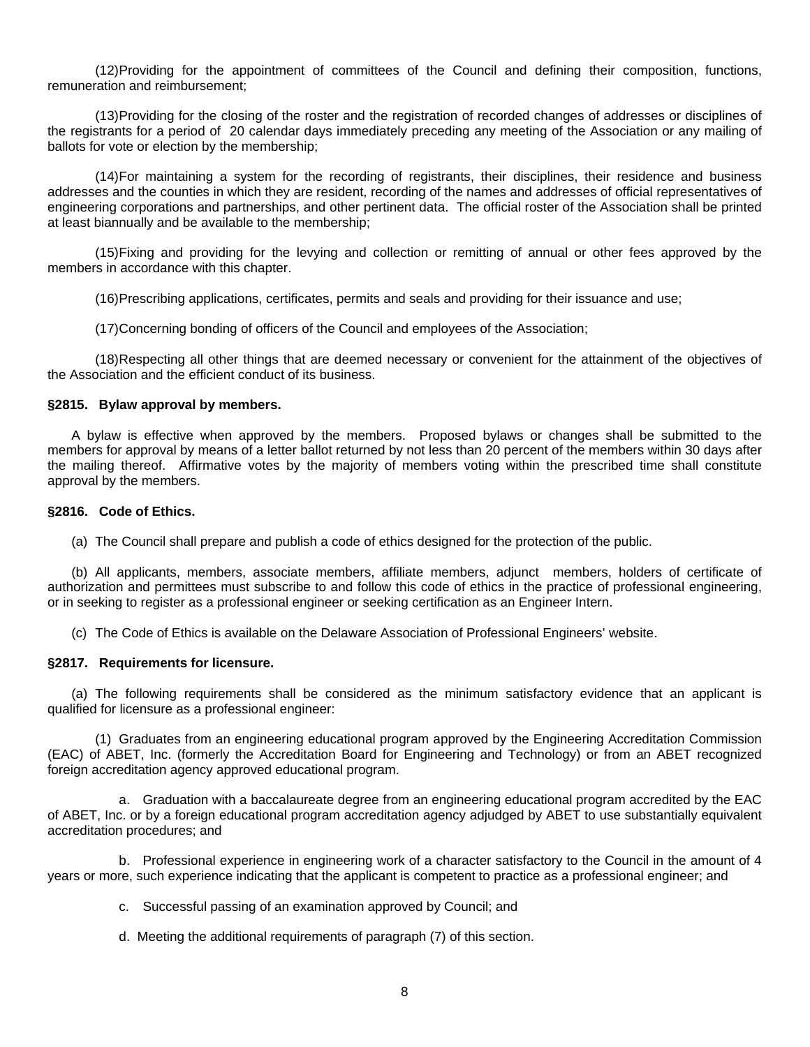(12)Providing for the appointment of committees of the Council and defining their composition, functions, remuneration and reimbursement;

(13)Providing for the closing of the roster and the registration of recorded changes of addresses or disciplines of the registrants for a period of 20 calendar days immediately preceding any meeting of the Association or any mailing of ballots for vote or election by the membership;

(14)For maintaining a system for the recording of registrants, their disciplines, their residence and business addresses and the counties in which they are resident, recording of the names and addresses of official representatives of engineering corporations and partnerships, and other pertinent data. The official roster of the Association shall be printed at least biannually and be available to the membership;

(15)Fixing and providing for the levying and collection or remitting of annual or other fees approved by the members in accordance with this chapter.

(16)Prescribing applications, certificates, permits and seals and providing for their issuance and use;

(17)Concerning bonding of officers of the Council and employees of the Association;

(18)Respecting all other things that are deemed necessary or convenient for the attainment of the objectives of the Association and the efficient conduct of its business.

**§2815. Bylaw approval by members.**

A bylaw is effective when approved by the members. Proposed bylaws or changes shall be submitted to the members for approval by means of a letter ballot returned by not less than 20 percent of the members within 30 days after the mailing thereof. Affirmative votes by the majority of members voting within the prescribed time shall constitute approval by the members.

**§2816. Code of Ethics.**

(a) The Council shall prepare and publish a code of ethics designed for the protection of the public.

(b) All applicants, members, associate members, affiliate members, adjunct members, holders of certificate of authorization and permittees must subscribe to and follow this code of ethics in the practice of professional engineering, or in seeking to register as a professional engineer or seeking certification as an Engineer Intern.

(c) The Code of Ethics is available on the Delaware Association of Professional Engineers' website.

**§2817. Requirements for licensure.**

(a) The following requirements shall be considered as the minimum satisfactory evidence that an applicant is qualified for licensure as a professional engineer:

(1) Graduates from an engineering educational program approved by the Engineering Accreditation Commission (EAC) of ABET, Inc. (formerly the Accreditation Board for Engineering and Technology) or from an ABET recognized foreign accreditation agency approved educational program.

a. Graduation with a baccalaureate degree from an engineering educational program accredited by the EAC of ABET, Inc. or by a foreign educational program accreditation agency adjudged by ABET to use substantially equivalent accreditation procedures; and

b. Professional experience in engineering work of a character satisfactory to the Council in the amount of 4 years or more, such experience indicating that the applicant is competent to practice as a professional engineer; and

c. Successful passing of an examination approved by Council; and

d. Meeting the additional requirements of paragraph (7) of this section.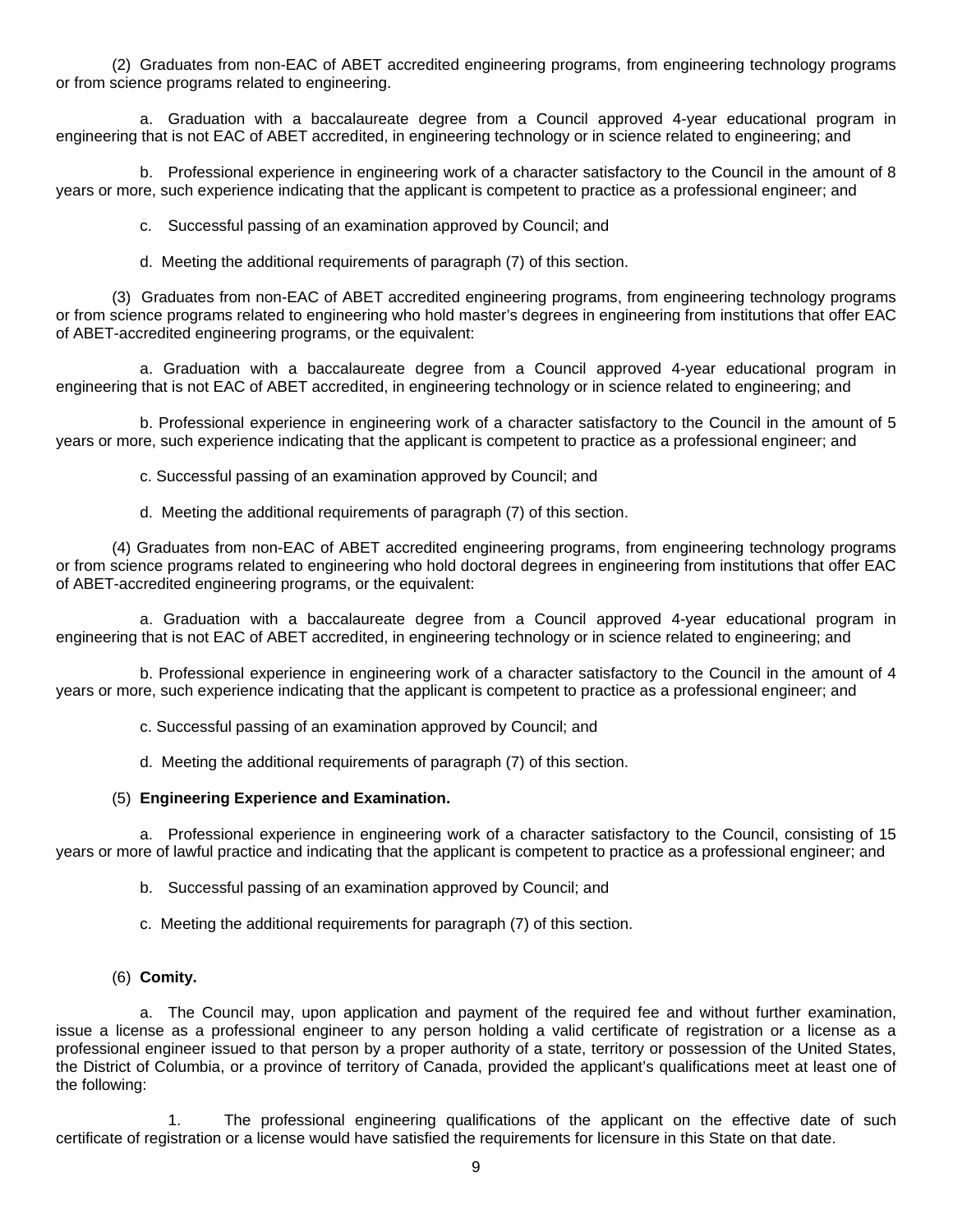(2) Graduates from non-EAC of ABET accredited engineering programs, from engineering technology programs or from science programs related to engineering.

a. Graduation with a baccalaureate degree from a Council approved 4-year educational program in engineering that is not EAC of ABET accredited, in engineering technology or in science related to engineering; and

b. Professional experience in engineering work of a character satisfactory to the Council in the amount of 8 years or more, such experience indicating that the applicant is competent to practice as a professional engineer; and

c. Successful passing of an examination approved by Council; and

d. Meeting the additional requirements of paragraph (7) of this section.

(3) Graduates from non-EAC of ABET accredited engineering programs, from engineering technology programs or from science programs related to engineering who hold master's degrees in engineering from institutions that offer EAC of ABET-accredited engineering programs, or the equivalent:

a. Graduation with a baccalaureate degree from a Council approved 4-year educational program in engineering that is not EAC of ABET accredited, in engineering technology or in science related to engineering; and

b. Professional experience in engineering work of a character satisfactory to the Council in the amount of 5 years or more, such experience indicating that the applicant is competent to practice as a professional engineer; and

c. Successful passing of an examination approved by Council; and

d. Meeting the additional requirements of paragraph (7) of this section.

(4) Graduates from non-EAC of ABET accredited engineering programs, from engineering technology programs or from science programs related to engineering who hold doctoral degrees in engineering from institutions that offer EAC of ABET-accredited engineering programs, or the equivalent:

a. Graduation with a baccalaureate degree from a Council approved 4-year educational program in engineering that is not EAC of ABET accredited, in engineering technology or in science related to engineering; and

b. Professional experience in engineering work of a character satisfactory to the Council in the amount of 4 years or more, such experience indicating that the applicant is competent to practice as a professional engineer; and

c. Successful passing of an examination approved by Council; and

d. Meeting the additional requirements of paragraph (7) of this section.

(5) **Engineering Experience and Examination.**

a. Professional experience in engineering work of a character satisfactory to the Council, consisting of 15 years or more of lawful practice and indicating that the applicant is competent to practice as a professional engineer; and

b. Successful passing of an examination approved by Council; and

c. Meeting the additional requirements for paragraph (7) of this section.

(6) **Comity.**

a. The Council may, upon application and payment of the required fee and without further examination, issue a license as a professional engineer to any person holding a valid certificate of registration or a license as a professional engineer issued to that person by a proper authority of a state, territory or possession of the United States, the District of Columbia, or a province of territory of Canada, provided the applicant's qualifications meet at least one of the following:

1. The professional engineering qualifications of the applicant on the effective date of such certificate of registration or a license would have satisfied the requirements for licensure in this State on that date.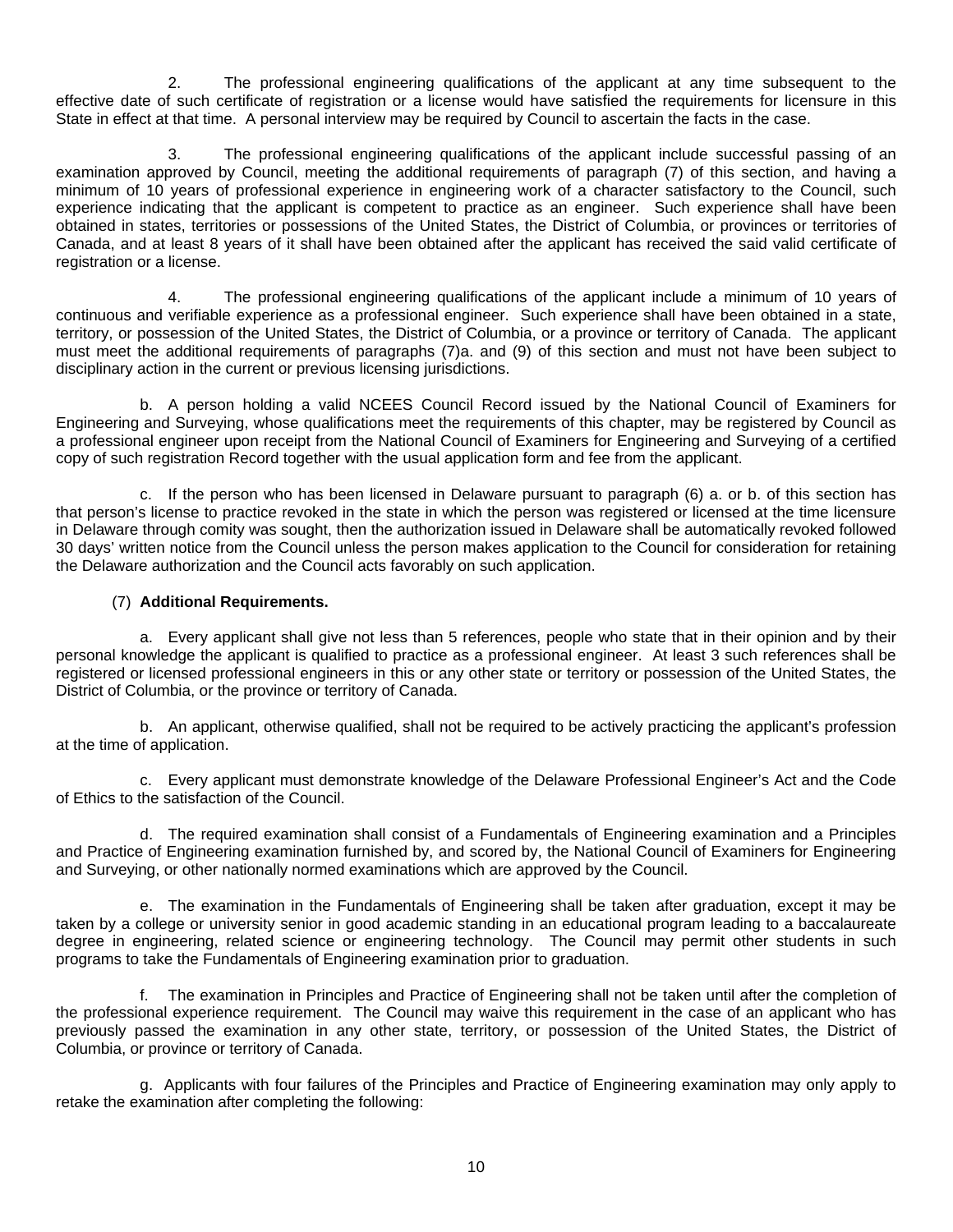2. The professional engineering qualifications of the applicant at any time subsequent to the effective date of such certificate of registration or a license would have satisfied the requirements for licensure in this State in effect at that time. A personal interview may be required by Council to ascertain the facts in the case.

3. The professional engineering qualifications of the applicant include successful passing of an examination approved by Council, meeting the additional requirements of paragraph (7) of this section, and having a minimum of 10 years of professional experience in engineering work of a character satisfactory to the Council, such experience indicating that the applicant is competent to practice as an engineer. Such experience shall have been obtained in states, territories or possessions of the United States, the District of Columbia, or provinces or territories of Canada, and at least 8 years of it shall have been obtained after the applicant has received the said valid certificate of registration or a license.

4. The professional engineering qualifications of the applicant include a minimum of 10 years of continuous and verifiable experience as a professional engineer. Such experience shall have been obtained in a state, territory, or possession of the United States, the District of Columbia, or a province or territory of Canada. The applicant must meet the additional requirements of paragraphs (7)a. and (9) of this section and must not have been subject to disciplinary action in the current or previous licensing jurisdictions.

b. A person holding a valid NCEES Council Record issued by the National Council of Examiners for Engineering and Surveying, whose qualifications meet the requirements of this chapter, may be registered by Council as a professional engineer upon receipt from the National Council of Examiners for Engineering and Surveying of a certified copy of such registration Record together with the usual application form and fee from the applicant.

c. If the person who has been licensed in Delaware pursuant to paragraph (6) a. or b. of this section has that person's license to practice revoked in the state in which the person was registered or licensed at the time licensure in Delaware through comity was sought, then the authorization issued in Delaware shall be automatically revoked followed 30 days' written notice from the Council unless the person makes application to the Council for consideration for retaining the Delaware authorization and the Council acts favorably on such application.

(7) **Additional Requirements.**

a. Every applicant shall give not less than 5 references, people who state that in their opinion and by their personal knowledge the applicant is qualified to practice as a professional engineer. At least 3 such references shall be registered or licensed professional engineers in this or any other state or territory or possession of the United States, the District of Columbia, or the province or territory of Canada.

b. An applicant, otherwise qualified, shall not be required to be actively practicing the applicant's profession at the time of application.

c. Every applicant must demonstrate knowledge of the Delaware Professional Engineer's Act and the Code of Ethics to the satisfaction of the Council.

d. The required examination shall consist of a Fundamentals of Engineering examination and a Principles and Practice of Engineering examination furnished by, and scored by, the National Council of Examiners for Engineering and Surveying, or other nationally normed examinations which are approved by the Council.

e. The examination in the Fundamentals of Engineering shall be taken after graduation, except it may be taken by a college or university senior in good academic standing in an educational program leading to a baccalaureate degree in engineering, related science or engineering technology. The Council may permit other students in such programs to take the Fundamentals of Engineering examination prior to graduation.

f. The examination in Principles and Practice of Engineering shall not be taken until after the completion of the professional experience requirement. The Council may waive this requirement in the case of an applicant who has previously passed the examination in any other state, territory, or possession of the United States, the District of Columbia, or province or territory of Canada.

g. Applicants with four failures of the Principles and Practice of Engineering examination may only apply to retake the examination after completing the following: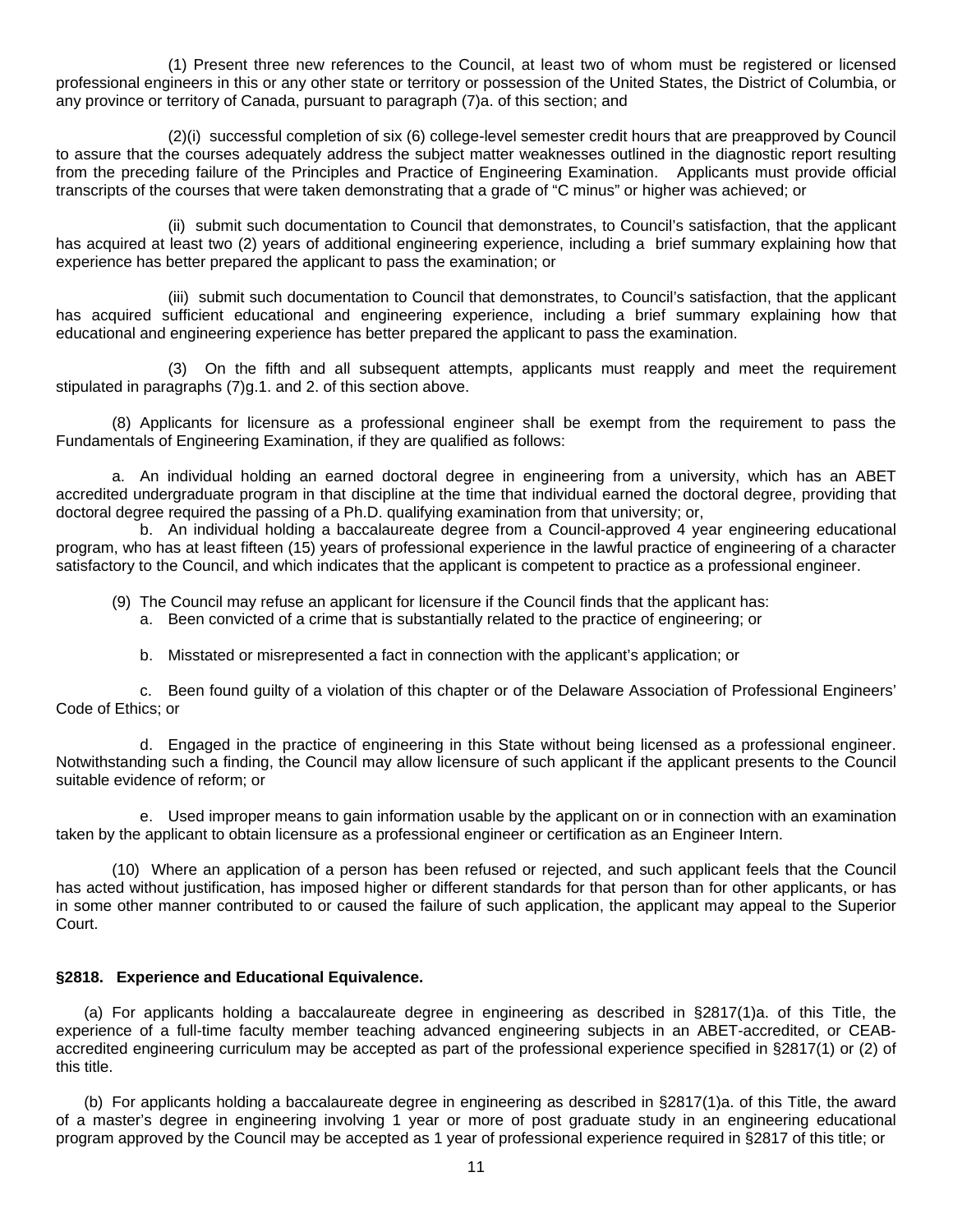(1) Present three new references to the Council, at least two of whom must be registered or licensed professional engineers in this or any other state or territory or possession of the United States, the District of Columbia, or any province or territory of Canada, pursuant to paragraph (7)a. of this section; and

(2)(i) successful completion of six (6) college-level semester credit hours that are preapproved by Council to assure that the courses adequately address the subject matter weaknesses outlined in the diagnostic report resulting from the preceding failure of the Principles and Practice of Engineering Examination. Applicants must provide official transcripts of the courses that were taken demonstrating that a grade of "C minus" or higher was achieved; or

(ii) submit such documentation to Council that demonstrates, to Council's satisfaction, that the applicant has acquired at least two (2) years of additional engineering experience, including a brief summary explaining how that experience has better prepared the applicant to pass the examination; or

(iii) submit such documentation to Council that demonstrates, to Council's satisfaction, that the applicant has acquired sufficient educational and engineering experience, including a brief summary explaining how that educational and engineering experience has better prepared the applicant to pass the examination.

(3) On the fifth and all subsequent attempts, applicants must reapply and meet the requirement stipulated in paragraphs (7)g.1. and 2. of this section above.

(8) Applicants for licensure as a professional engineer shall be exempt from the requirement to pass the Fundamentals of Engineering Examination, if they are qualified as follows:

a. An individual holding an earned doctoral degree in engineering from a university, which has an ABET accredited undergraduate program in that discipline at the time that individual earned the doctoral degree, providing that doctoral degree required the passing of a Ph.D. qualifying examination from that university; or,

b. An individual holding a baccalaureate degree from a Council-approved 4 year engineering educational program, who has at least fifteen (15) years of professional experience in the lawful practice of engineering of a character satisfactory to the Council, and which indicates that the applicant is competent to practice as a professional engineer.

(9) The Council may refuse an applicant for licensure if the Council finds that the applicant has:

a. Been convicted of a crime that is substantially related to the practice of engineering; or

b. Misstated or misrepresented a fact in connection with the applicant's application; or

c. Been found guilty of a violation of this chapter or of the Delaware Association of Professional Engineers' Code of Ethics; or

d. Engaged in the practice of engineering in this State without being licensed as a professional engineer. Notwithstanding such a finding, the Council may allow licensure of such applicant if the applicant presents to the Council suitable evidence of reform; or

e. Used improper means to gain information usable by the applicant on or in connection with an examination taken by the applicant to obtain licensure as a professional engineer or certification as an Engineer Intern.

(10) Where an application of a person has been refused or rejected, and such applicant feels that the Council has acted without justification, has imposed higher or different standards for that person than for other applicants, or has in some other manner contributed to or caused the failure of such application, the applicant may appeal to the Superior Court.

**§2818. Experience and Educational Equivalence.**

(a) For applicants holding a baccalaureate degree in engineering as described in §2817(1)a. of this Title, the experience of a full-time faculty member teaching advanced engineering subjects in an ABET-accredited, or CEAB-accredited engineering curriculum may be accepted as part of the professional experience specified in §2817(1) or (2) of this title.

(b) For applicants holding a baccalaureate degree in engineering as described in §2817(1)a. of this Title, the award of a master's degree in engineering involving 1 year or more of post graduate study in an engineering educational program approved by the Council may be accepted as 1 year of professional experience required in §2817 of this title; or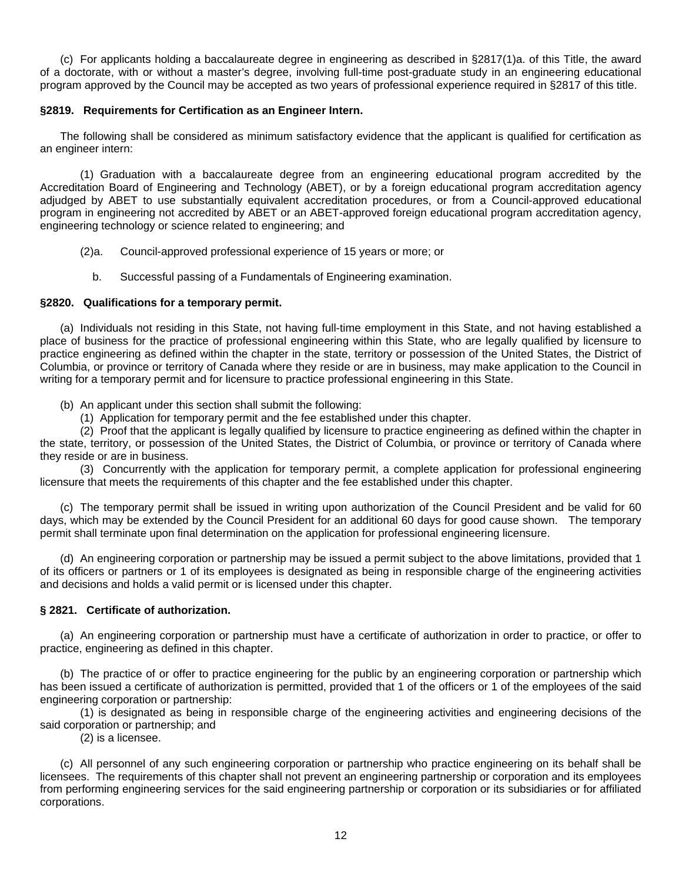(c) For applicants holding a baccalaureate degree in engineering as described in §2817(1)a. of this Title, the award of a doctorate, with or without a master's degree, involving full-time post-graduate study in an engineering educational program approved by the Council may be accepted as two years of professional experience required in §2817 of this title.

**§2819. Requirements for Certification as an Engineer Intern.**

The following shall be considered as minimum satisfactory evidence that the applicant is qualified for certification as an engineer intern:

(1) Graduation with a baccalaureate degree from an engineering educational program accredited by the Accreditation Board of Engineering and Technology (ABET), or by a foreign educational program accreditation agency adjudged by ABET to use substantially equivalent accreditation procedures, or from a Council-approved educational program in engineering not accredited by ABET or an ABET-approved foreign educational program accreditation agency, engineering technology or science related to engineering; and

(2)a. Council-approved professional experience of 15 years or more; or

b. Successful passing of a Fundamentals of Engineering examination.

**§2820. Qualifications for a temporary permit.**

(a) Individuals not residing in this State, not having full-time employment in this State, and not having established a place of business for the practice of professional engineering within this State, who are legally qualified by licensure to practice engineering as defined within the chapter in the state, territory or possession of the United States, the District of Columbia, or province or territory of Canada where they reside or are in business, may make application to the Council in writing for a temporary permit and for licensure to practice professional engineering in this State.

(b) An applicant under this section shall submit the following:

(1) Application for temporary permit and the fee established under this chapter.

(2) Proof that the applicant is legally qualified by licensure to practice engineering as defined within the chapter in the state, territory, or possession of the United States, the District of Columbia, or province or territory of Canada where they reside or are in business.

(3) Concurrently with the application for temporary permit, a complete application for professional engineering licensure that meets the requirements of this chapter and the fee established under this chapter.

(c) The temporary permit shall be issued in writing upon authorization of the Council President and be valid for 60 days, which may be extended by the Council President for an additional 60 days for good cause shown. The temporary permit shall terminate upon final determination on the application for professional engineering licensure.

(d) An engineering corporation or partnership may be issued a permit subject to the above limitations, provided that 1 of its officers or partners or 1 of its employees is designated as being in responsible charge of the engineering activities and decisions and holds a valid permit or is licensed under this chapter.

**§ 2821. Certificate of authorization.**

(a) An engineering corporation or partnership must have a certificate of authorization in order to practice, or offer to practice, engineering as defined in this chapter.

(b) The practice of or offer to practice engineering for the public by an engineering corporation or partnership which has been issued a certificate of authorization is permitted, provided that 1 of the officers or 1 of the employees of the said engineering corporation or partnership:

(1) is designated as being in responsible charge of the engineering activities and engineering decisions of the said corporation or partnership; and

(2) is a licensee.

(c) All personnel of any such engineering corporation or partnership who practice engineering on its behalf shall be licensees. The requirements of this chapter shall not prevent an engineering partnership or corporation and its employees from performing engineering services for the said engineering partnership or corporation or its subsidiaries or for affiliated corporations.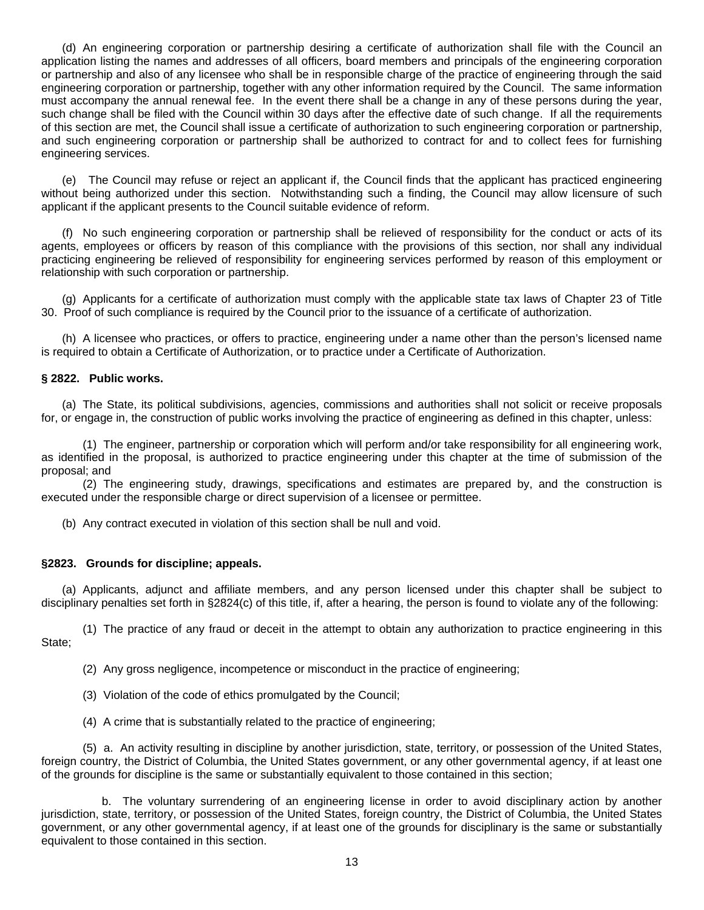(d) An engineering corporation or partnership desiring a certificate of authorization shall file with the Council an application listing the names and addresses of all officers, board members and principals of the engineering corporation or partnership and also of any licensee who shall be in responsible charge of the practice of engineering through the said engineering corporation or partnership, together with any other information required by the Council. The same information must accompany the annual renewal fee. In the event there shall be a change in any of these persons during the year, such change shall be filed with the Council within 30 days after the effective date of such change. If all the requirements of this section are met, the Council shall issue a certificate of authorization to such engineering corporation or partnership, and such engineering corporation or partnership shall be authorized to contract for and to collect fees for furnishing engineering services.

(e) The Council may refuse or reject an applicant if, the Council finds that the applicant has practiced engineering without being authorized under this section. Notwithstanding such a finding, the Council may allow licensure of such applicant if the applicant presents to the Council suitable evidence of reform.

(f) No such engineering corporation or partnership shall be relieved of responsibility for the conduct or acts of its agents, employees or officers by reason of this compliance with the provisions of this section, nor shall any individual practicing engineering be relieved of responsibility for engineering services performed by reason of this employment or relationship with such corporation or partnership.

(g) Applicants for a certificate of authorization must comply with the applicable state tax laws of Chapter 23 of Title 30. Proof of such compliance is required by the Council prior to the issuance of a certificate of authorization.

(h) A licensee who practices, or offers to practice, engineering under a name other than the person's licensed name is required to obtain a Certificate of Authorization, or to practice under a Certificate of Authorization.

**§ 2822. Public works.**

(a) The State, its political subdivisions, agencies, commissions and authorities shall not solicit or receive proposals for, or engage in, the construction of public works involving the practice of engineering as defined in this chapter, unless:

(1) The engineer, partnership or corporation which will perform and/or take responsibility for all engineering work, as identified in the proposal, is authorized to practice engineering under this chapter at the time of submission of the proposal; and

(2) The engineering study, drawings, specifications and estimates are prepared by, and the construction is executed under the responsible charge or direct supervision of a licensee or permittee.

(b) Any contract executed in violation of this section shall be null and void.

**§2823. Grounds for discipline; appeals.**

(a) Applicants, adjunct and affiliate members, and any person licensed under this chapter shall be subject to disciplinary penalties set forth in §2824(c) of this title, if, after a hearing, the person is found to violate any of the following:

(1) The practice of any fraud or deceit in the attempt to obtain any authorization to practice engineering in this State;

(2) Any gross negligence, incompetence or misconduct in the practice of engineering;

(3) Violation of the code of ethics promulgated by the Council;

(4) A crime that is substantially related to the practice of engineering;

(5) a. An activity resulting in discipline by another jurisdiction, state, territory, or possession of the United States, foreign country, the District of Columbia, the United States government, or any other governmental agency, if at least one of the grounds for discipline is the same or substantially equivalent to those contained in this section;

b. The voluntary surrendering of an engineering license in order to avoid disciplinary action by another jurisdiction, state, territory, or possession of the United States, foreign country, the District of Columbia, the United States government, or any other governmental agency, if at least one of the grounds for disciplinary is the same or substantially equivalent to those contained in this section.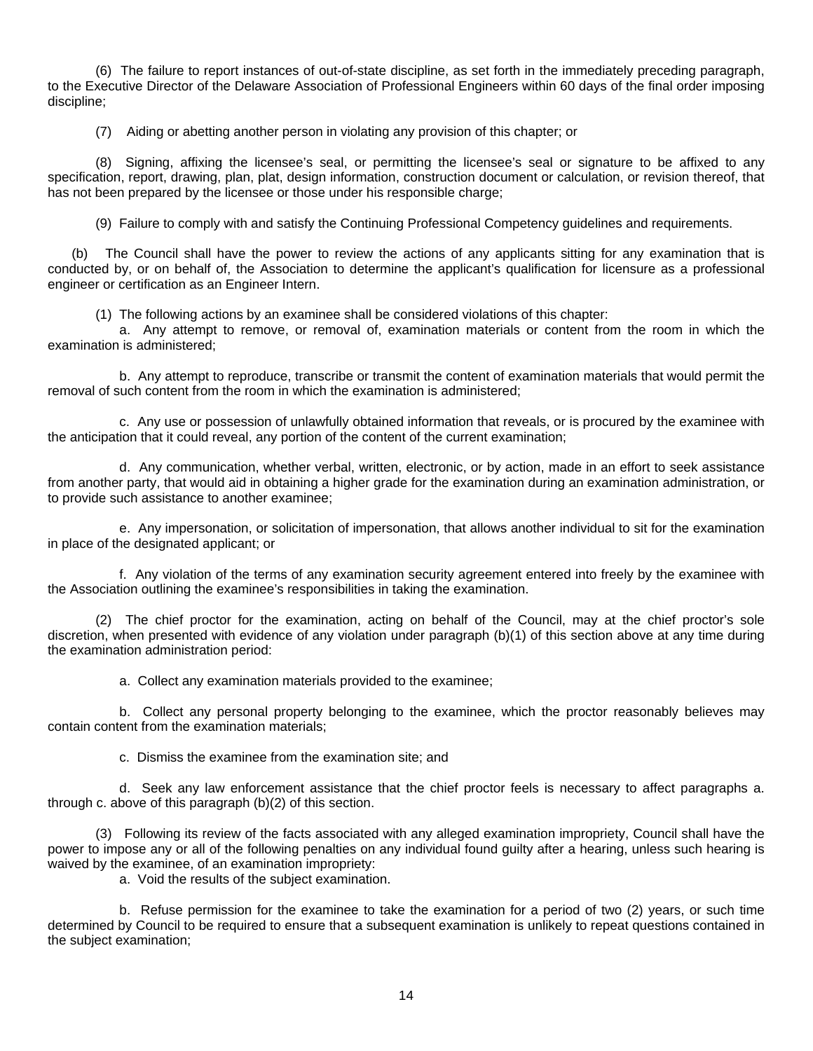(6) The failure to report instances of out-of-state discipline, as set forth in the immediately preceding paragraph, to the Executive Director of the Delaware Association of Professional Engineers within 60 days of the final order imposing discipline;

(7) Aiding or abetting another person in violating any provision of this chapter; or

(8) Signing, affixing the licensee's seal, or permitting the licensee's seal or signature to be affixed to any specification, report, drawing, plan, plat, design information, construction document or calculation, or revision thereof, that has not been prepared by the licensee or those under his responsible charge;

(9) Failure to comply with and satisfy the Continuing Professional Competency guidelines and requirements.

(b) The Council shall have the power to review the actions of any applicants sitting for any examination that is conducted by, or on behalf of, the Association to determine the applicant's qualification for licensure as a professional engineer or certification as an Engineer Intern.

(1) The following actions by an examinee shall be considered violations of this chapter:

a. Any attempt to remove, or removal of, examination materials or content from the room in which the examination is administered;

b. Any attempt to reproduce, transcribe or transmit the content of examination materials that would permit the removal of such content from the room in which the examination is administered;

c. Any use or possession of unlawfully obtained information that reveals, or is procured by the examinee with the anticipation that it could reveal, any portion of the content of the current examination;

d. Any communication, whether verbal, written, electronic, or by action, made in an effort to seek assistance from another party, that would aid in obtaining a higher grade for the examination during an examination administration, or to provide such assistance to another examinee;

e. Any impersonation, or solicitation of impersonation, that allows another individual to sit for the examination in place of the designated applicant; or

f. Any violation of the terms of any examination security agreement entered into freely by the examinee with the Association outlining the examinee's responsibilities in taking the examination.

(2) The chief proctor for the examination, acting on behalf of the Council, may at the chief proctor's sole discretion, when presented with evidence of any violation under paragraph (b)(1) of this section above at any time during the examination administration period:

a. Collect any examination materials provided to the examinee;

b. Collect any personal property belonging to the examinee, which the proctor reasonably believes may contain content from the examination materials;

c. Dismiss the examinee from the examination site; and

d. Seek any law enforcement assistance that the chief proctor feels is necessary to affect paragraphs a. through c. above of this paragraph (b)(2) of this section.

(3) Following its review of the facts associated with any alleged examination impropriety, Council shall have the power to impose any or all of the following penalties on any individual found guilty after a hearing, unless such hearing is waived by the examinee, of an examination impropriety:

a. Void the results of the subject examination.

b. Refuse permission for the examinee to take the examination for a period of two (2) years, or such time determined by Council to be required to ensure that a subsequent examination is unlikely to repeat questions contained in the subject examination;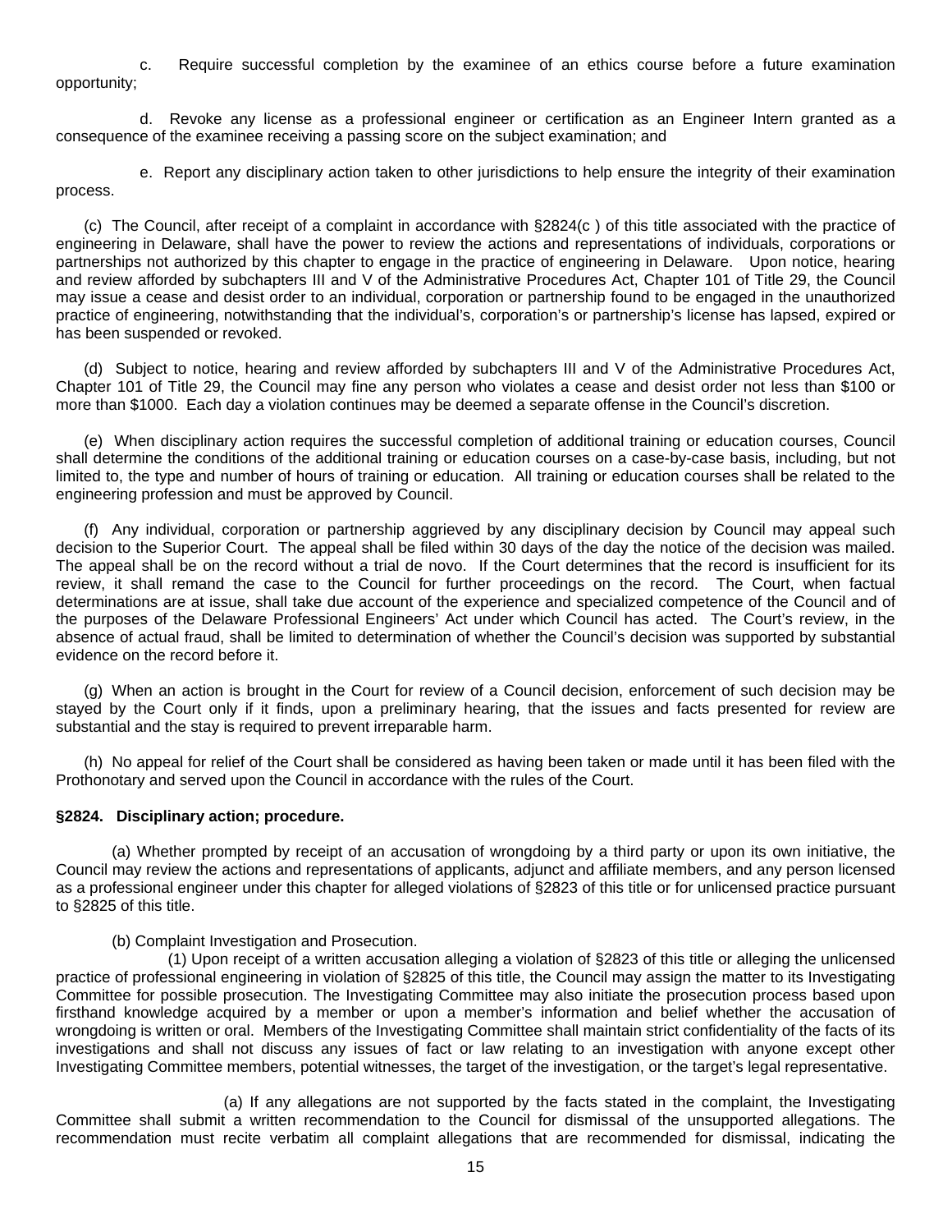c. Require successful completion by the examinee of an ethics course before a future examination opportunity;

d. Revoke any license as a professional engineer or certification as an Engineer Intern granted as a consequence of the examinee receiving a passing score on the subject examination; and

e. Report any disciplinary action taken to other jurisdictions to help ensure the integrity of their examination process.

(c) The Council, after receipt of a complaint in accordance with §2824(c ) of this title associated with the practice of engineering in Delaware, shall have the power to review the actions and representations of individuals, corporations or partnerships not authorized by this chapter to engage in the practice of engineering in Delaware. Upon notice, hearing and review afforded by subchapters III and V of the Administrative Procedures Act, Chapter 101 of Title 29, the Council may issue a cease and desist order to an individual, corporation or partnership found to be engaged in the unauthorized practice of engineering, notwithstanding that the individual's, corporation's or partnership's license has lapsed, expired or has been suspended or revoked.

(d) Subject to notice, hearing and review afforded by subchapters III and V of the Administrative Procedures Act, Chapter 101 of Title 29, the Council may fine any person who violates a cease and desist order not less than $100 or more than $1000. Each day a violation continues may be deemed a separate offense in the Council's discretion.

(e) When disciplinary action requires the successful completion of additional training or education courses, Council shall determine the conditions of the additional training or education courses on a case-by-case basis, including, but not limited to, the type and number of hours of training or education. All training or education courses shall be related to the engineering profession and must be approved by Council.

(f) Any individual, corporation or partnership aggrieved by any disciplinary decision by Council may appeal such decision to the Superior Court. The appeal shall be filed within 30 days of the day the notice of the decision was mailed. The appeal shall be on the record without a trial de novo. If the Court determines that the record is insufficient for its review, it shall remand the case to the Council for further proceedings on the record. The Court, when factual determinations are at issue, shall take due account of the experience and specialized competence of the Council and of the purposes of the Delaware Professional Engineers' Act under which Council has acted. The Court's review, in the absence of actual fraud, shall be limited to determination of whether the Council's decision was supported by substantial evidence on the record before it.

(g) When an action is brought in the Court for review of a Council decision, enforcement of such decision may be stayed by the Court only if it finds, upon a preliminary hearing, that the issues and facts presented for review are substantial and the stay is required to prevent irreparable harm.

(h) No appeal for relief of the Court shall be considered as having been taken or made until it has been filed with the Prothonotary and served upon the Council in accordance with the rules of the Court.

**§2824. Disciplinary action; procedure.**

(a) Whether prompted by receipt of an accusation of wrongdoing by a third party or upon its own initiative, the Council may review the actions and representations of applicants, adjunct and affiliate members, and any person licensed as a professional engineer under this chapter for alleged violations of §2823 of this title or for unlicensed practice pursuant to §2825 of this title.

(b) Complaint Investigation and Prosecution.

(1) Upon receipt of a written accusation alleging a violation of §2823 of this title or alleging the unlicensed practice of professional engineering in violation of §2825 of this title, the Council may assign the matter to its Investigating Committee for possible prosecution. The Investigating Committee may also initiate the prosecution process based upon firsthand knowledge acquired by a member or upon a member's information and belief whether the accusation of wrongdoing is written or oral. Members of the Investigating Committee shall maintain strict confidentiality of the facts of its investigations and shall not discuss any issues of fact or law relating to an investigation with anyone except other Investigating Committee members, potential witnesses, the target of the investigation, or the target's legal representative.

(a) If any allegations are not supported by the facts stated in the complaint, the Investigating Committee shall submit a written recommendation to the Council for dismissal of the unsupported allegations. The recommendation must recite verbatim all complaint allegations that are recommended for dismissal, indicating the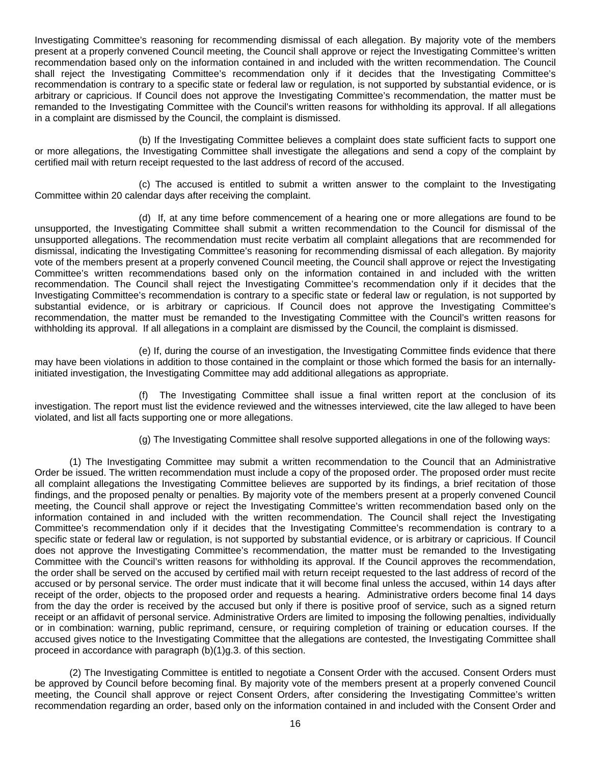Investigating Committee's reasoning for recommending dismissal of each allegation. By majority vote of the members present at a properly convened Council meeting, the Council shall approve or reject the Investigating Committee's written recommendation based only on the information contained in and included with the written recommendation. The Council shall reject the Investigating Committee's recommendation only if it decides that the Investigating Committee's recommendation is contrary to a specific state or federal law or regulation, is not supported by substantial evidence, or is arbitrary or capricious. If Council does not approve the Investigating Committee's recommendation, the matter must be remanded to the Investigating Committee with the Council's written reasons for withholding its approval. If all allegations in a complaint are dismissed by the Council, the complaint is dismissed.

(b) If the Investigating Committee believes a complaint does state sufficient facts to support one or more allegations, the Investigating Committee shall investigate the allegations and send a copy of the complaint by certified mail with return receipt requested to the last address of record of the accused.

(c) The accused is entitled to submit a written answer to the complaint to the Investigating Committee within 20 calendar days after receiving the complaint.

(d) If, at any time before commencement of a hearing one or more allegations are found to be unsupported, the Investigating Committee shall submit a written recommendation to the Council for dismissal of the unsupported allegations. The recommendation must recite verbatim all complaint allegations that are recommended for dismissal, indicating the Investigating Committee's reasoning for recommending dismissal of each allegation. By majority vote of the members present at a properly convened Council meeting, the Council shall approve or reject the Investigating Committee's written recommendations based only on the information contained in and included with the written recommendation. The Council shall reject the Investigating Committee's recommendation only if it decides that the Investigating Committee's recommendation is contrary to a specific state or federal law or regulation, is not supported by substantial evidence, or is arbitrary or capricious. If Council does not approve the Investigating Committee's recommendation, the matter must be remanded to the Investigating Committee with the Council's written reasons for withholding its approval. If all allegations in a complaint are dismissed by the Council, the complaint is dismissed.

(e) If, during the course of an investigation, the Investigating Committee finds evidence that there may have been violations in addition to those contained in the complaint or those which formed the basis for an internally-initiated investigation, the Investigating Committee may add additional allegations as appropriate.

(f) The Investigating Committee shall issue a final written report at the conclusion of its investigation. The report must list the evidence reviewed and the witnesses interviewed, cite the law alleged to have been violated, and list all facts supporting one or more allegations.

(g) The Investigating Committee shall resolve supported allegations in one of the following ways:

(1) The Investigating Committee may submit a written recommendation to the Council that an Administrative Order be issued. The written recommendation must include a copy of the proposed order. The proposed order must recite all complaint allegations the Investigating Committee believes are supported by its findings, a brief recitation of those findings, and the proposed penalty or penalties. By majority vote of the members present at a properly convened Council meeting, the Council shall approve or reject the Investigating Committee's written recommendation based only on the information contained in and included with the written recommendation. The Council shall reject the Investigating Committee's recommendation only if it decides that the Investigating Committee's recommendation is contrary to a specific state or federal law or regulation, is not supported by substantial evidence, or is arbitrary or capricious. If Council does not approve the Investigating Committee's recommendation, the matter must be remanded to the Investigating Committee with the Council's written reasons for withholding its approval. If the Council approves the recommendation, the order shall be served on the accused by certified mail with return receipt requested to the last address of record of the accused or by personal service. The order must indicate that it will become final unless the accused, within 14 days after receipt of the order, objects to the proposed order and requests a hearing. Administrative orders become final 14 days from the day the order is received by the accused but only if there is positive proof of service, such as a signed return receipt or an affidavit of personal service. Administrative Orders are limited to imposing the following penalties, individually or in combination: warning, public reprimand, censure, or requiring completion of training or education courses. If the accused gives notice to the Investigating Committee that the allegations are contested, the Investigating Committee shall proceed in accordance with paragraph (b)(1)g.3. of this section.

(2) The Investigating Committee is entitled to negotiate a Consent Order with the accused. Consent Orders must be approved by Council before becoming final. By majority vote of the members present at a properly convened Council meeting, the Council shall approve or reject Consent Orders, after considering the Investigating Committee's written recommendation regarding an order, based only on the information contained in and included with the Consent Order and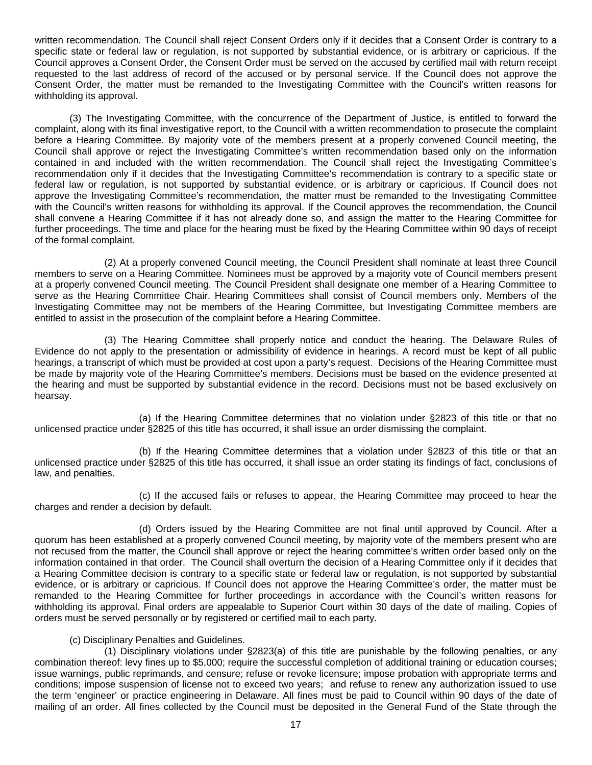written recommendation. The Council shall reject Consent Orders only if it decides that a Consent Order is contrary to a specific state or federal law or regulation, is not supported by substantial evidence, or is arbitrary or capricious. If the Council approves a Consent Order, the Consent Order must be served on the accused by certified mail with return receipt requested to the last address of record of the accused or by personal service. If the Council does not approve the Consent Order, the matter must be remanded to the Investigating Committee with the Council's written reasons for withholding its approval.

(3) The Investigating Committee, with the concurrence of the Department of Justice, is entitled to forward the complaint, along with its final investigative report, to the Council with a written recommendation to prosecute the complaint before a Hearing Committee. By majority vote of the members present at a properly convened Council meeting, the Council shall approve or reject the Investigating Committee's written recommendation based only on the information contained in and included with the written recommendation. The Council shall reject the Investigating Committee's recommendation only if it decides that the Investigating Committee's recommendation is contrary to a specific state or federal law or regulation, is not supported by substantial evidence, or is arbitrary or capricious. If Council does not approve the Investigating Committee's recommendation, the matter must be remanded to the Investigating Committee with the Council's written reasons for withholding its approval. If the Council approves the recommendation, the Council shall convene a Hearing Committee if it has not already done so, and assign the matter to the Hearing Committee for further proceedings. The time and place for the hearing must be fixed by the Hearing Committee within 90 days of receipt of the formal complaint.

(2) At a properly convened Council meeting, the Council President shall nominate at least three Council members to serve on a Hearing Committee. Nominees must be approved by a majority vote of Council members present at a properly convened Council meeting. The Council President shall designate one member of a Hearing Committee to serve as the Hearing Committee Chair. Hearing Committees shall consist of Council members only. Members of the Investigating Committee may not be members of the Hearing Committee, but Investigating Committee members are entitled to assist in the prosecution of the complaint before a Hearing Committee.

(3) The Hearing Committee shall properly notice and conduct the hearing. The Delaware Rules of Evidence do not apply to the presentation or admissibility of evidence in hearings. A record must be kept of all public hearings, a transcript of which must be provided at cost upon a party's request. Decisions of the Hearing Committee must be made by majority vote of the Hearing Committee's members. Decisions must be based on the evidence presented at the hearing and must be supported by substantial evidence in the record. Decisions must not be based exclusively on hearsay.

(a) If the Hearing Committee determines that no violation under §2823 of this title or that no unlicensed practice under §2825 of this title has occurred, it shall issue an order dismissing the complaint.

(b) If the Hearing Committee determines that a violation under §2823 of this title or that an unlicensed practice under §2825 of this title has occurred, it shall issue an order stating its findings of fact, conclusions of law, and penalties.

(c) If the accused fails or refuses to appear, the Hearing Committee may proceed to hear the charges and render a decision by default.

(d) Orders issued by the Hearing Committee are not final until approved by Council. After a quorum has been established at a properly convened Council meeting, by majority vote of the members present who are not recused from the matter, the Council shall approve or reject the hearing committee's written order based only on the information contained in that order. The Council shall overturn the decision of a Hearing Committee only if it decides that a Hearing Committee decision is contrary to a specific state or federal law or regulation, is not supported by substantial evidence, or is arbitrary or capricious. If Council does not approve the Hearing Committee's order, the matter must be remanded to the Hearing Committee for further proceedings in accordance with the Council's written reasons for withholding its approval. Final orders are appealable to Superior Court within 30 days of the date of mailing. Copies of orders must be served personally or by registered or certified mail to each party.

(c) Disciplinary Penalties and Guidelines.

(1) Disciplinary violations under §2823(a) of this title are punishable by the following penalties, or any combination thereof: levy fines up to $5,000; require the successful completion of additional training or education courses; issue warnings, public reprimands, and censure; refuse or revoke licensure; impose probation with appropriate terms and conditions; impose suspension of license not to exceed two years; and refuse to renew any authorization issued to use the term 'engineer' or practice engineering in Delaware. All fines must be paid to Council within 90 days of the date of mailing of an order. All fines collected by the Council must be deposited in the General Fund of the State through the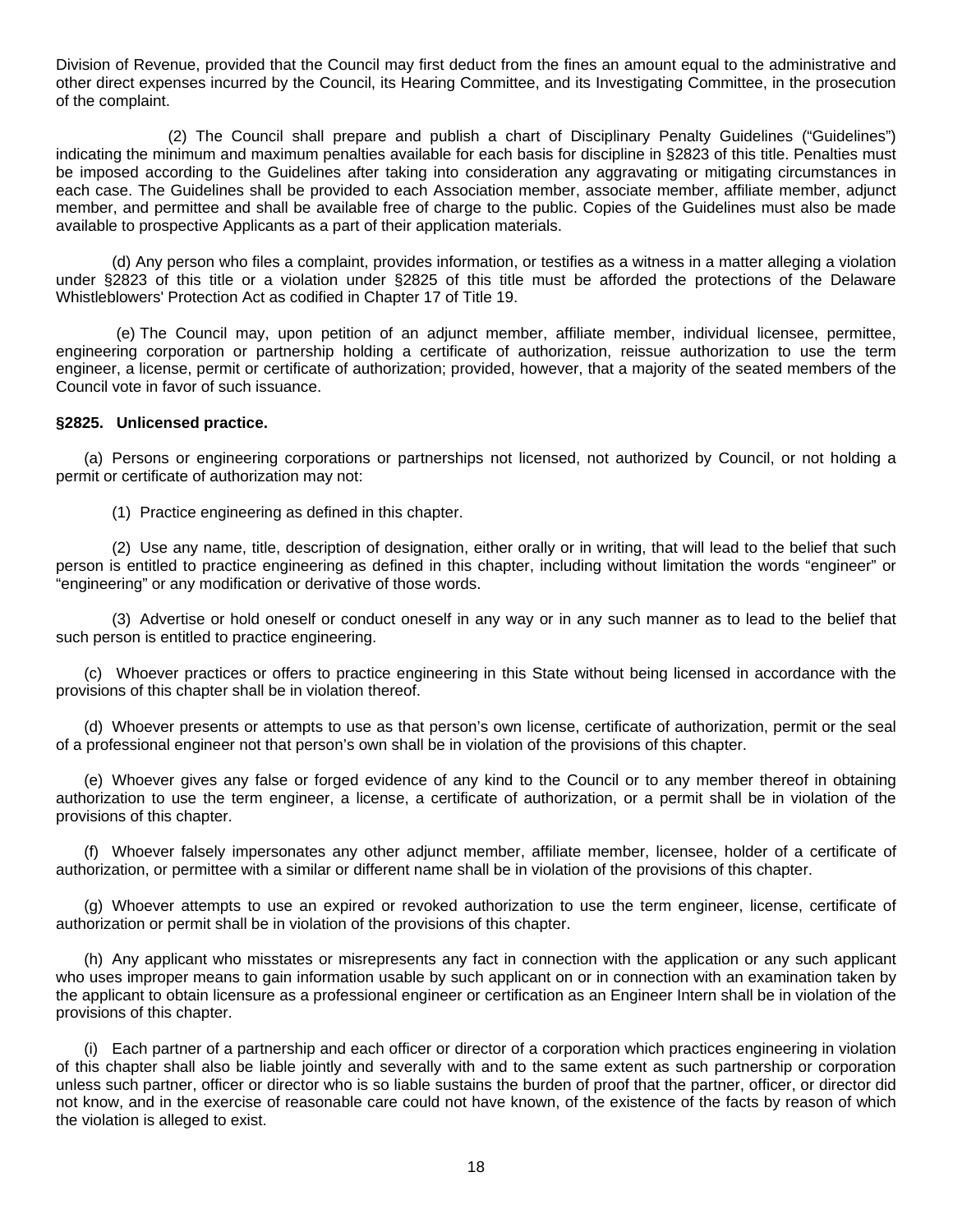Division of Revenue, provided that the Council may first deduct from the fines an amount equal to the administrative and other direct expenses incurred by the Council, its Hearing Committee, and its Investigating Committee, in the prosecution of the complaint.

(2) The Council shall prepare and publish a chart of Disciplinary Penalty Guidelines ("Guidelines") indicating the minimum and maximum penalties available for each basis for discipline in §2823 of this title. Penalties must be imposed according to the Guidelines after taking into consideration any aggravating or mitigating circumstances in each case. The Guidelines shall be provided to each Association member, associate member, affiliate member, adjunct member, and permittee and shall be available free of charge to the public. Copies of the Guidelines must also be made available to prospective Applicants as a part of their application materials.

(d) Any person who files a complaint, provides information, or testifies as a witness in a matter alleging a violation under §2823 of this title or a violation under §2825 of this title must be afforded the protections of the Delaware Whistleblowers' Protection Act as codified in Chapter 17 of Title 19.

(e) The Council may, upon petition of an adjunct member, affiliate member, individual licensee, permittee, engineering corporation or partnership holding a certificate of authorization, reissue authorization to use the term engineer, a license, permit or certificate of authorization; provided, however, that a majority of the seated members of the Council vote in favor of such issuance.

**§2825. Unlicensed practice.**

(a) Persons or engineering corporations or partnerships not licensed, not authorized by Council, or not holding a permit or certificate of authorization may not:

(1) Practice engineering as defined in this chapter.

(2) Use any name, title, description of designation, either orally or in writing, that will lead to the belief that such person is entitled to practice engineering as defined in this chapter, including without limitation the words "engineer" or "engineering" or any modification or derivative of those words.

(3) Advertise or hold oneself or conduct oneself in any way or in any such manner as to lead to the belief that such person is entitled to practice engineering.

(c) Whoever practices or offers to practice engineering in this State without being licensed in accordance with the provisions of this chapter shall be in violation thereof.

(d) Whoever presents or attempts to use as that person's own license, certificate of authorization, permit or the seal of a professional engineer not that person's own shall be in violation of the provisions of this chapter.

(e) Whoever gives any false or forged evidence of any kind to the Council or to any member thereof in obtaining authorization to use the term engineer, a license, a certificate of authorization, or a permit shall be in violation of the provisions of this chapter.

(f) Whoever falsely impersonates any other adjunct member, affiliate member, licensee, holder of a certificate of authorization, or permittee with a similar or different name shall be in violation of the provisions of this chapter.

(g) Whoever attempts to use an expired or revoked authorization to use the term engineer, license, certificate of authorization or permit shall be in violation of the provisions of this chapter.

(h) Any applicant who misstates or misrepresents any fact in connection with the application or any such applicant who uses improper means to gain information usable by such applicant on or in connection with an examination taken by the applicant to obtain licensure as a professional engineer or certification as an Engineer Intern shall be in violation of the provisions of this chapter.

(i) Each partner of a partnership and each officer or director of a corporation which practices engineering in violation of this chapter shall also be liable jointly and severally with and to the same extent as such partnership or corporation unless such partner, officer or director who is so liable sustains the burden of proof that the partner, officer, or director did not know, and in the exercise of reasonable care could not have known, of the existence of the facts by reason of which the violation is alleged to exist.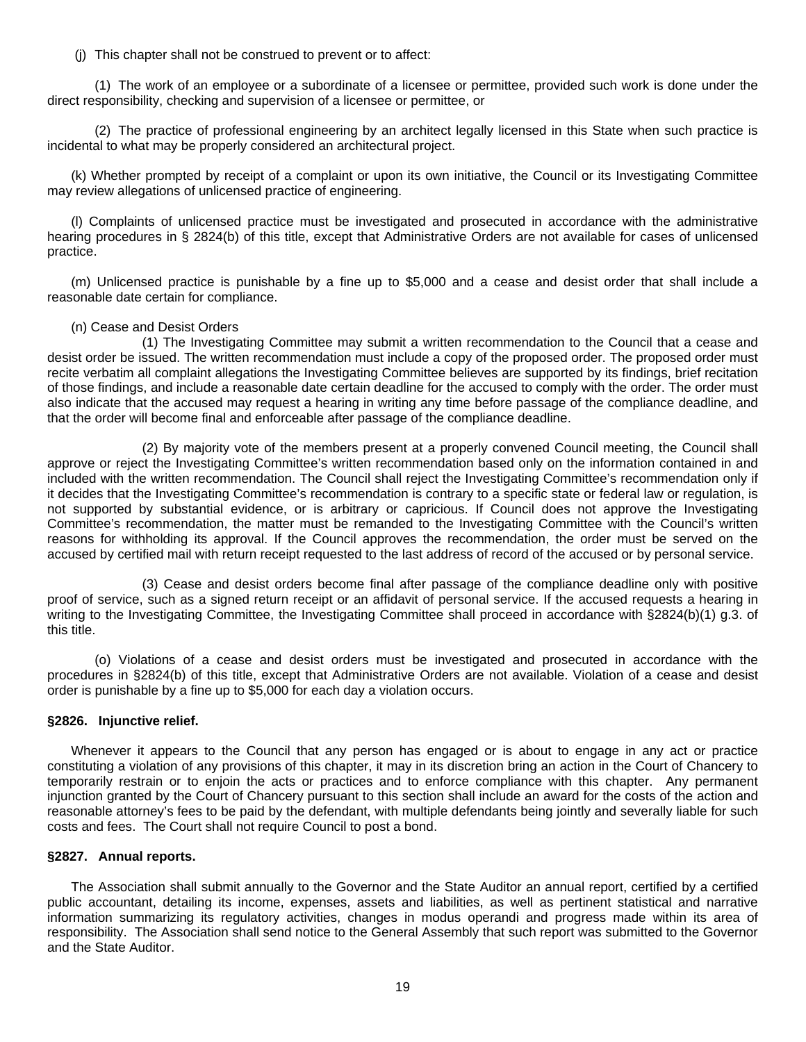(j) This chapter shall not be construed to prevent or to affect:

(1) The work of an employee or a subordinate of a licensee or permittee, provided such work is done under the direct responsibility, checking and supervision of a licensee or permittee, or

(2) The practice of professional engineering by an architect legally licensed in this State when such practice is incidental to what may be properly considered an architectural project.

(k) Whether prompted by receipt of a complaint or upon its own initiative, the Council or its Investigating Committee may review allegations of unlicensed practice of engineering.

(l) Complaints of unlicensed practice must be investigated and prosecuted in accordance with the administrative hearing procedures in § 2824(b) of this title, except that Administrative Orders are not available for cases of unlicensed practice.

(m) Unlicensed practice is punishable by a fine up to $5,000 and a cease and desist order that shall include a reasonable date certain for compliance.

(n) Cease and Desist Orders

(1) The Investigating Committee may submit a written recommendation to the Council that a cease and desist order be issued. The written recommendation must include a copy of the proposed order. The proposed order must recite verbatim all complaint allegations the Investigating Committee believes are supported by its findings, brief recitation of those findings, and include a reasonable date certain deadline for the accused to comply with the order. The order must also indicate that the accused may request a hearing in writing any time before passage of the compliance deadline, and that the order will become final and enforceable after passage of the compliance deadline.

(2) By majority vote of the members present at a properly convened Council meeting, the Council shall approve or reject the Investigating Committee's written recommendation based only on the information contained in and included with the written recommendation. The Council shall reject the Investigating Committee's recommendation only if it decides that the Investigating Committee's recommendation is contrary to a specific state or federal law or regulation, is not supported by substantial evidence, or is arbitrary or capricious. If Council does not approve the Investigating Committee's recommendation, the matter must be remanded to the Investigating Committee with the Council's written reasons for withholding its approval. If the Council approves the recommendation, the order must be served on the accused by certified mail with return receipt requested to the last address of record of the accused or by personal service.

(3) Cease and desist orders become final after passage of the compliance deadline only with positive proof of service, such as a signed return receipt or an affidavit of personal service. If the accused requests a hearing in writing to the Investigating Committee, the Investigating Committee shall proceed in accordance with §2824(b)(1) g.3. of this title.

(o) Violations of a cease and desist orders must be investigated and prosecuted in accordance with the procedures in §2824(b) of this title, except that Administrative Orders are not available. Violation of a cease and desist order is punishable by a fine up to $5,000 for each day a violation occurs.

**§2826. Injunctive relief.**

Whenever it appears to the Council that any person has engaged or is about to engage in any act or practice constituting a violation of any provisions of this chapter, it may in its discretion bring an action in the Court of Chancery to temporarily restrain or to enjoin the acts or practices and to enforce compliance with this chapter. Any permanent injunction granted by the Court of Chancery pursuant to this section shall include an award for the costs of the action and reasonable attorney's fees to be paid by the defendant, with multiple defendants being jointly and severally liable for such costs and fees. The Court shall not require Council to post a bond.

**§2827. Annual reports.**

The Association shall submit annually to the Governor and the State Auditor an annual report, certified by a certified public accountant, detailing its income, expenses, assets and liabilities, as well as pertinent statistical and narrative information summarizing its regulatory activities, changes in modus operandi and progress made within its area of responsibility. The Association shall send notice to the General Assembly that such report was submitted to the Governor and the State Auditor.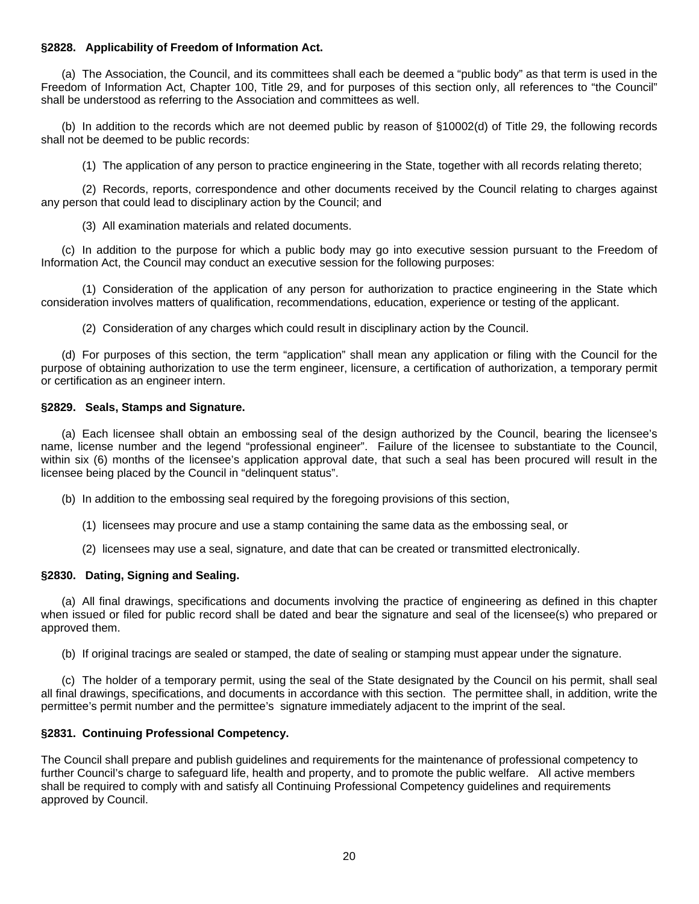**§2828. Applicability of Freedom of Information Act.**

(a) The Association, the Council, and its committees shall each be deemed a "public body" as that term is used in the Freedom of Information Act, Chapter 100, Title 29, and for purposes of this section only, all references to "the Council" shall be understood as referring to the Association and committees as well.

(b) In addition to the records which are not deemed public by reason of §10002(d) of Title 29, the following records shall not be deemed to be public records:

(1) The application of any person to practice engineering in the State, together with all records relating thereto;

(2) Records, reports, correspondence and other documents received by the Council relating to charges against any person that could lead to disciplinary action by the Council; and

(3) All examination materials and related documents.

(c) In addition to the purpose for which a public body may go into executive session pursuant to the Freedom of Information Act, the Council may conduct an executive session for the following purposes:

(1) Consideration of the application of any person for authorization to practice engineering in the State which consideration involves matters of qualification, recommendations, education, experience or testing of the applicant.

(2) Consideration of any charges which could result in disciplinary action by the Council.

(d) For purposes of this section, the term "application" shall mean any application or filing with the Council for the purpose of obtaining authorization to use the term engineer, licensure, a certification of authorization, a temporary permit or certification as an engineer intern.

**§2829. Seals, Stamps and Signature.**

(a) Each licensee shall obtain an embossing seal of the design authorized by the Council, bearing the licensee's name, license number and the legend "professional engineer". Failure of the licensee to substantiate to the Council, within six (6) months of the licensee's application approval date, that such a seal has been procured will result in the licensee being placed by the Council in "delinquent status".

(b) In addition to the embossing seal required by the foregoing provisions of this section,

(1) licensees may procure and use a stamp containing the same data as the embossing seal, or

(2) licensees may use a seal, signature, and date that can be created or transmitted electronically.

**§2830. Dating, Signing and Sealing.**

(a) All final drawings, specifications and documents involving the practice of engineering as defined in this chapter when issued or filed for public record shall be dated and bear the signature and seal of the licensee(s) who prepared or approved them.

(b) If original tracings are sealed or stamped, the date of sealing or stamping must appear under the signature.

(c) The holder of a temporary permit, using the seal of the State designated by the Council on his permit, shall seal all final drawings, specifications, and documents in accordance with this section. The permittee shall, in addition, write the permittee's permit number and the permittee's signature immediately adjacent to the imprint of the seal.

**§2831. Continuing Professional Competency.**

The Council shall prepare and publish guidelines and requirements for the maintenance of professional competency to further Council's charge to safeguard life, health and property, and to promote the public welfare. All active members shall be required to comply with and satisfy all Continuing Professional Competency guidelines and requirements approved by Council.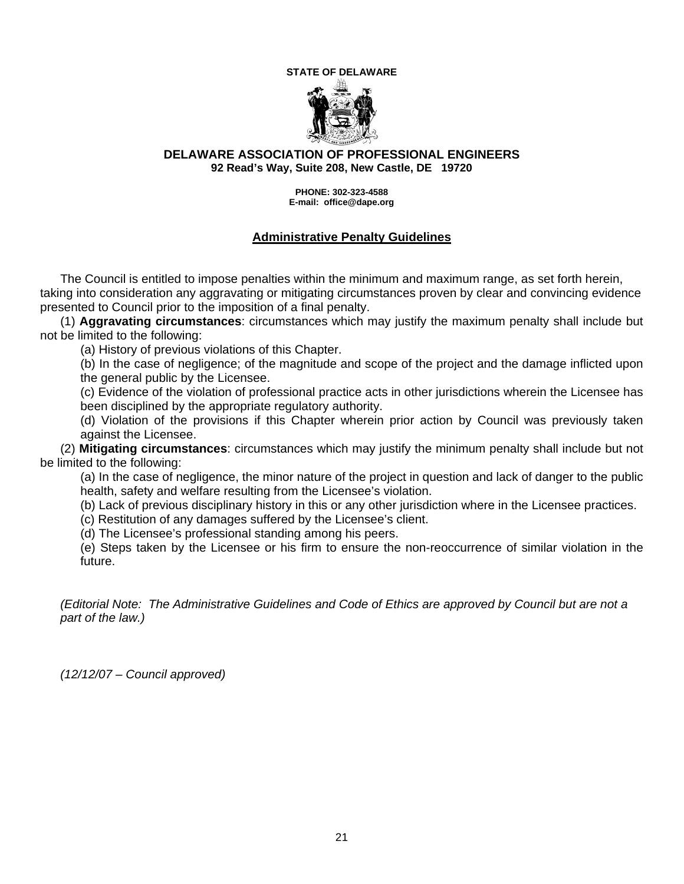**STATE OF DELAWARE**

**DELAWARE ASSOCIATION OF PROFESSIONAL ENGINEERS**
**92 Read's Way, Suite 208, New Castle, DE 19720**

**PHONE: 302-323-4588**
**E-mail: office@dape.org**

## Administrative Penalty Guidelines

The Council is entitled to impose penalties within the minimum and maximum range, as set forth herein, taking into consideration any aggravating or mitigating circumstances proven by clear and convincing evidence presented to Council prior to the imposition of a final penalty.

(1) **Aggravating circumstances**: circumstances which may justify the maximum penalty shall include but not be limited to the following:

(a) History of previous violations of this Chapter.

(b) In the case of negligence; of the magnitude and scope of the project and the damage inflicted upon the general public by the Licensee.

(c) Evidence of the violation of professional practice acts in other jurisdictions wherein the Licensee has been disciplined by the appropriate regulatory authority.

(d) Violation of the provisions if this Chapter wherein prior action by Council was previously taken against the Licensee.

(2) **Mitigating circumstances**: circumstances which may justify the minimum penalty shall include but not be limited to the following:

(a) In the case of negligence, the minor nature of the project in question and lack of danger to the public health, safety and welfare resulting from the Licensee's violation.

(b) Lack of previous disciplinary history in this or any other jurisdiction where in the Licensee practices.

(c) Restitution of any damages suffered by the Licensee's client.

(d) The Licensee's professional standing among his peers.

(e) Steps taken by the Licensee or his firm to ensure the non-reoccurrence of similar violation in the future.

*(Editorial Note: The Administrative Guidelines and Code of Ethics are approved by Council but are not a part of the law.)*

*(12/12/07 – Council approved)*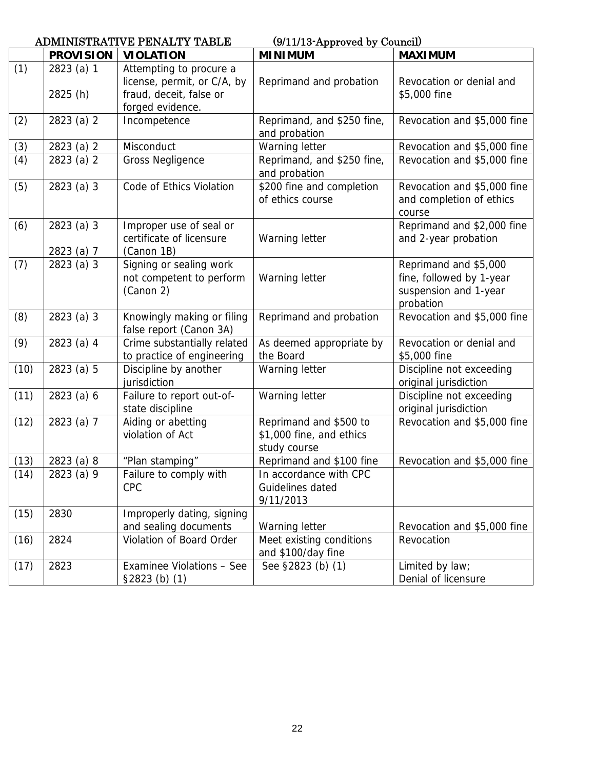ADMINISTRATIVE PENALTY TABLE (9/11/13-Approved by Council)

| | PROVISION | VIOLATION | MINIMUM | MAXIMUM |
|---|---|---|---|---|
| (1) | 2823 (a) 1<br>2825 (h) | Attempting to procure a license, permit, or C/A, by fraud, deceit, false or forged evidence. | Reprimand and probation | Revocation or denial and $5,000 fine |
| (2) | 2823 (a) 2 | Incompetence | Reprimand, and $250 fine, and probation | Revocation and $5,000 fine |
| (3) | 2823 (a) 2 | Misconduct | Warning letter | Revocation and $5,000 fine |
| (4) | 2823 (a) 2 | Gross Negligence | Reprimand, and $250 fine, and probation | Revocation and $5,000 fine |
| (5) | 2823 (a) 3 | Code of Ethics Violation | $200 fine and completion of ethics course | Revocation and $5,000 fine and completion of ethics course |
| (6) | 2823 (a) 3<br>2823 (a) 7 | Improper use of seal or certificate of licensure (Canon 1B) | Warning letter | Reprimand and $2,000 fine and 2-year probation |
| (7) | 2823 (a) 3 | Signing or sealing work not competent to perform (Canon 2) | Warning letter | Reprimand and $5,000 fine, followed by 1-year suspension and 1-year probation |
| (8) | 2823 (a) 3 | Knowingly making or filing false report (Canon 3A) | Reprimand and probation | Revocation and $5,000 fine |
| (9) | 2823 (a) 4 | Crime substantially related to practice of engineering | As deemed appropriate by the Board | Revocation or denial and $5,000 fine |
| (10) | 2823 (a) 5 | Discipline by another jurisdiction | Warning letter | Discipline not exceeding original jurisdiction |
| (11) | 2823 (a) 6 | Failure to report out-of-state discipline | Warning letter | Discipline not exceeding original jurisdiction |
| (12) | 2823 (a) 7 | Aiding or abetting violation of Act | Reprimand and $500 to $1,000 fine, and ethics study course | Revocation and $5,000 fine |
| (13) | 2823 (a) 8 | "Plan stamping" | Reprimand and $100 fine | Revocation and $5,000 fine |
| (14) | 2823 (a) 9 | Failure to comply with CPC | In accordance with CPC Guidelines dated 9/11/2013 | |
| (15) | 2830 | Improperly dating, signing and sealing documents | Warning letter | Revocation and $5,000 fine |
| (16) | 2824 | Violation of Board Order | Meet existing conditions and $100/day fine | Revocation |
| (17) | 2823 | Examinee Violations – See §2823 (b) (1) | See §2823 (b) (1) | Limited by law;<br>Denial of licensure |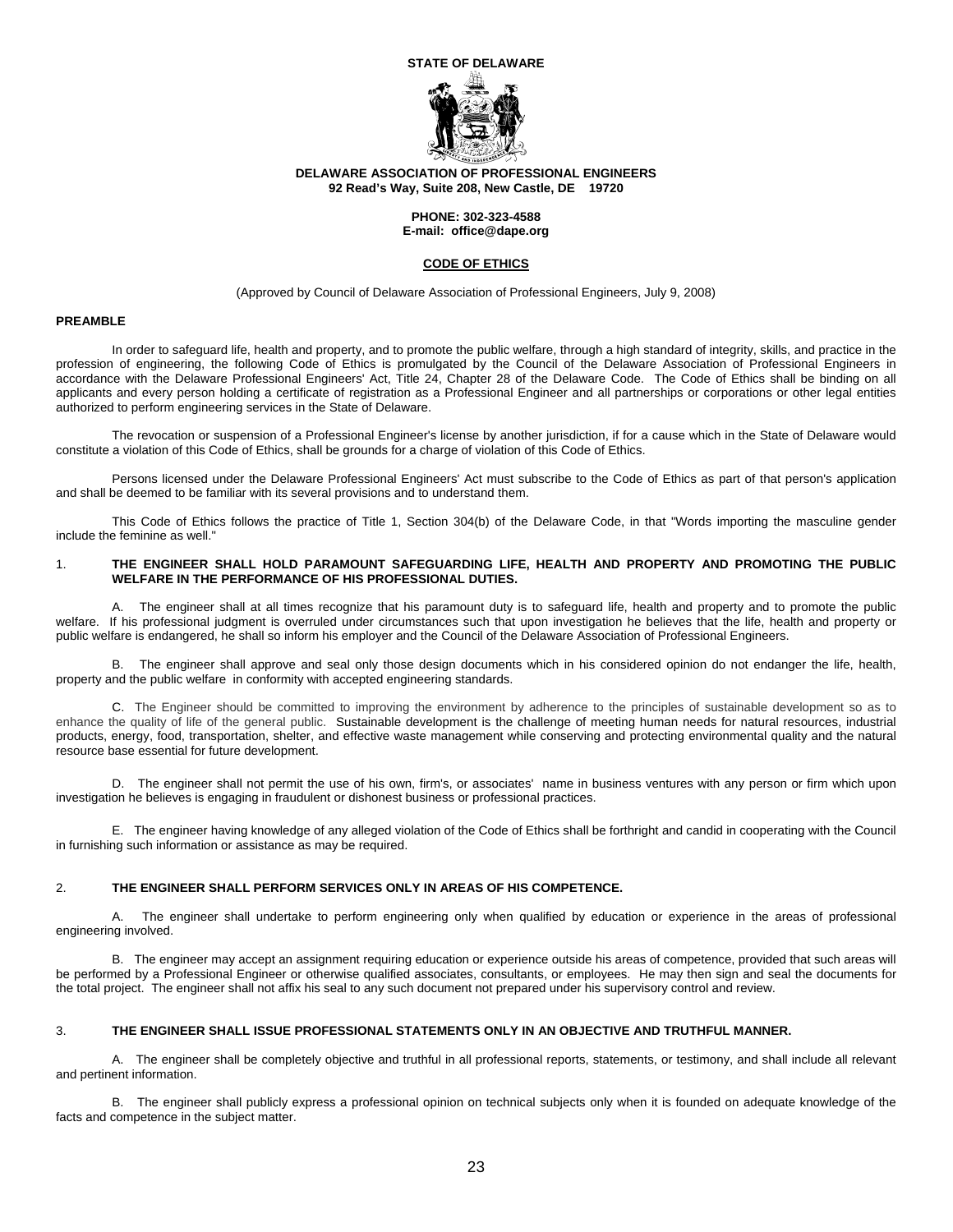**STATE OF DELAWARE**

**DELAWARE ASSOCIATION OF PROFESSIONAL ENGINEERS**
**92 Read's Way, Suite 208, New Castle, DE 19720**

**PHONE: 302-323-4588**
**E-mail: office@dape.org**

# CODE OF ETHICS

(Approved by Council of Delaware Association of Professional Engineers, July 9, 2008)

## PREAMBLE

In order to safeguard life, health and property, and to promote the public welfare, through a high standard of integrity, skills, and practice in the profession of engineering, the following Code of Ethics is promulgated by the Council of the Delaware Association of Professional Engineers in accordance with the Delaware Professional Engineers' Act, Title 24, Chapter 28 of the Delaware Code. The Code of Ethics shall be binding on all applicants and every person holding a certificate of registration as a Professional Engineer and all partnerships or corporations or other legal entities authorized to perform engineering services in the State of Delaware.

The revocation or suspension of a Professional Engineer's license by another jurisdiction, if for a cause which in the State of Delaware would constitute a violation of this Code of Ethics, shall be grounds for a charge of violation of this Code of Ethics.

Persons licensed under the Delaware Professional Engineers' Act must subscribe to the Code of Ethics as part of that person's application and shall be deemed to be familiar with its several provisions and to understand them.

This Code of Ethics follows the practice of Title 1, Section 304(b) of the Delaware Code, in that "Words importing the masculine gender include the feminine as well."

1. **THE ENGINEER SHALL HOLD PARAMOUNT SAFEGUARDING LIFE, HEALTH AND PROPERTY AND PROMOTING THE PUBLIC WELFARE IN THE PERFORMANCE OF HIS PROFESSIONAL DUTIES.**

A. The engineer shall at all times recognize that his paramount duty is to safeguard life, health and property and to promote the public welfare. If his professional judgment is overruled under circumstances such that upon investigation he believes that the life, health and property or public welfare is endangered, he shall so inform his employer and the Council of the Delaware Association of Professional Engineers.

B. The engineer shall approve and seal only those design documents which in his considered opinion do not endanger the life, health, property and the public welfare in conformity with accepted engineering standards.

C. The Engineer should be committed to improving the environment by adherence to the principles of sustainable development so as to enhance the quality of life of the general public. Sustainable development is the challenge of meeting human needs for natural resources, industrial products, energy, food, transportation, shelter, and effective waste management while conserving and protecting environmental quality and the natural resource base essential for future development.

D. The engineer shall not permit the use of his own, firm's, or associates' name in business ventures with any person or firm which upon investigation he believes is engaging in fraudulent or dishonest business or professional practices.

E. The engineer having knowledge of any alleged violation of the Code of Ethics shall be forthright and candid in cooperating with the Council in furnishing such information or assistance as may be required.

2. **THE ENGINEER SHALL PERFORM SERVICES ONLY IN AREAS OF HIS COMPETENCE.**

A. The engineer shall undertake to perform engineering only when qualified by education or experience in the areas of professional engineering involved.

B. The engineer may accept an assignment requiring education or experience outside his areas of competence, provided that such areas will be performed by a Professional Engineer or otherwise qualified associates, consultants, or employees. He may then sign and seal the documents for the total project. The engineer shall not affix his seal to any such document not prepared under his supervisory control and review.

3. **THE ENGINEER SHALL ISSUE PROFESSIONAL STATEMENTS ONLY IN AN OBJECTIVE AND TRUTHFUL MANNER.**

A. The engineer shall be completely objective and truthful in all professional reports, statements, or testimony, and shall include all relevant and pertinent information.

B. The engineer shall publicly express a professional opinion on technical subjects only when it is founded on adequate knowledge of the facts and competence in the subject matter.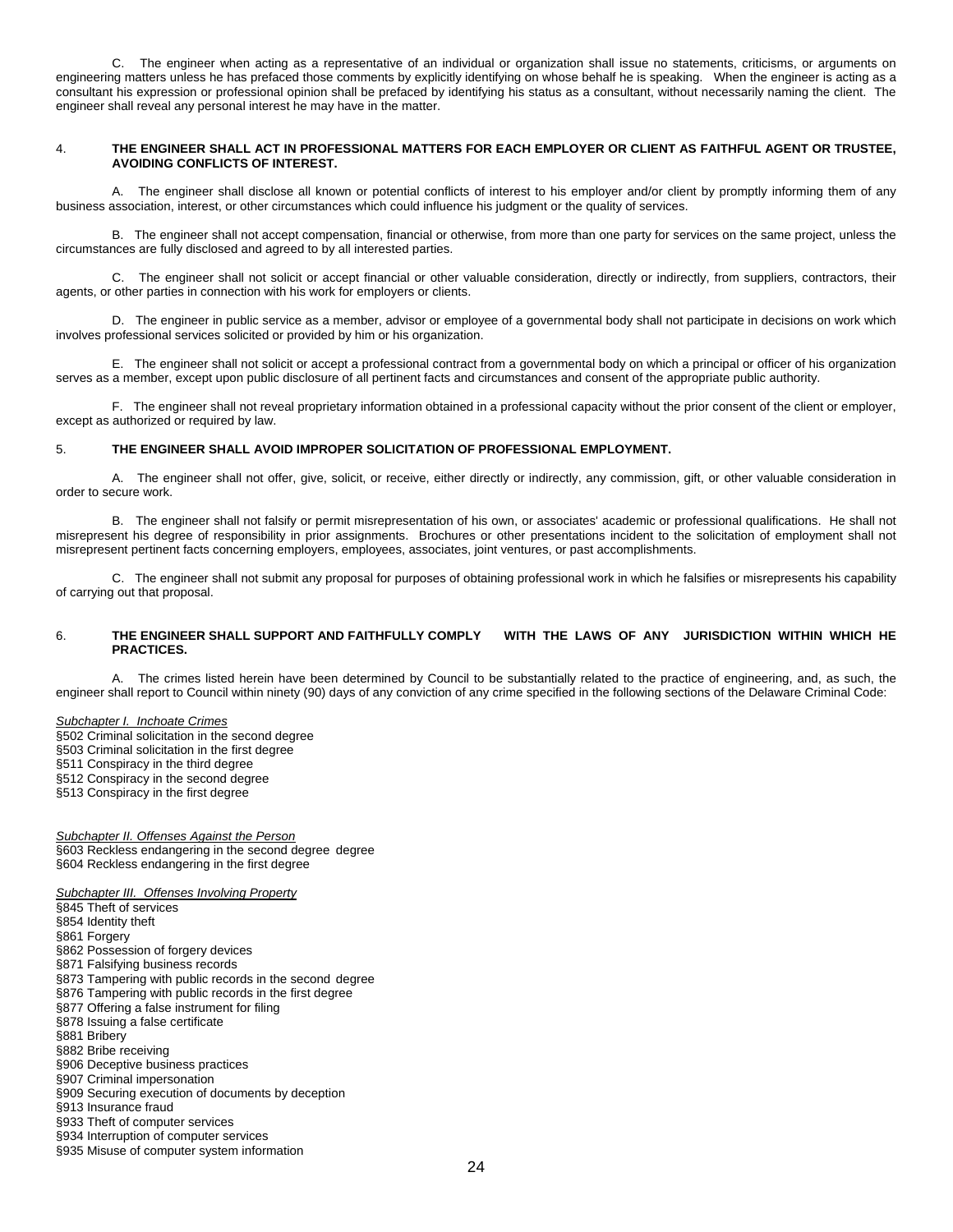C. The engineer when acting as a representative of an individual or organization shall issue no statements, criticisms, or arguments on engineering matters unless he has prefaced those comments by explicitly identifying on whose behalf he is speaking. When the engineer is acting as a consultant his expression or professional opinion shall be prefaced by identifying his status as a consultant, without necessarily naming the client. The engineer shall reveal any personal interest he may have in the matter.

4. **THE ENGINEER SHALL ACT IN PROFESSIONAL MATTERS FOR EACH EMPLOYER OR CLIENT AS FAITHFUL AGENT OR TRUSTEE, AVOIDING CONFLICTS OF INTEREST.**

A. The engineer shall disclose all known or potential conflicts of interest to his employer and/or client by promptly informing them of any business association, interest, or other circumstances which could influence his judgment or the quality of services.

B. The engineer shall not accept compensation, financial or otherwise, from more than one party for services on the same project, unless the circumstances are fully disclosed and agreed to by all interested parties.

C. The engineer shall not solicit or accept financial or other valuable consideration, directly or indirectly, from suppliers, contractors, their agents, or other parties in connection with his work for employers or clients.

D. The engineer in public service as a member, advisor or employee of a governmental body shall not participate in decisions on work which involves professional services solicited or provided by him or his organization.

E. The engineer shall not solicit or accept a professional contract from a governmental body on which a principal or officer of his organization serves as a member, except upon public disclosure of all pertinent facts and circumstances and consent of the appropriate public authority.

F. The engineer shall not reveal proprietary information obtained in a professional capacity without the prior consent of the client or employer, except as authorized or required by law.

5. **THE ENGINEER SHALL AVOID IMPROPER SOLICITATION OF PROFESSIONAL EMPLOYMENT.**

A. The engineer shall not offer, give, solicit, or receive, either directly or indirectly, any commission, gift, or other valuable consideration in order to secure work.

B. The engineer shall not falsify or permit misrepresentation of his own, or associates' academic or professional qualifications. He shall not misrepresent his degree of responsibility in prior assignments. Brochures or other presentations incident to the solicitation of employment shall not misrepresent pertinent facts concerning employers, employees, associates, joint ventures, or past accomplishments.

C. The engineer shall not submit any proposal for purposes of obtaining professional work in which he falsifies or misrepresents his capability of carrying out that proposal.

6. **THE ENGINEER SHALL SUPPORT AND FAITHFULLY COMPLY WITH THE LAWS OF ANY JURISDICTION WITHIN WHICH HE PRACTICES.**

A. The crimes listed herein have been determined by Council to be substantially related to the practice of engineering, and, as such, the engineer shall report to Council within ninety (90) days of any conviction of any crime specified in the following sections of the Delaware Criminal Code:

*Subchapter I. Inchoate Crimes*
§502 Criminal solicitation in the second degree
§503 Criminal solicitation in the first degree
§511 Conspiracy in the third degree
§512 Conspiracy in the second degree
§513 Conspiracy in the first degree

*Subchapter II. Offenses Against the Person*
§603 Reckless endangering in the second degree degree
§604 Reckless endangering in the first degree

*Subchapter III. Offenses Involving Property*
§845 Theft of services
§854 Identity theft
§861 Forgery
§862 Possession of forgery devices
§871 Falsifying business records
§873 Tampering with public records in the second degree
§876 Tampering with public records in the first degree
§877 Offering a false instrument for filing
§878 Issuing a false certificate
§881 Bribery
§882 Bribe receiving
§906 Deceptive business practices
§907 Criminal impersonation
§909 Securing execution of documents by deception
§913 Insurance fraud
§933 Theft of computer services
§934 Interruption of computer services
§935 Misuse of computer system information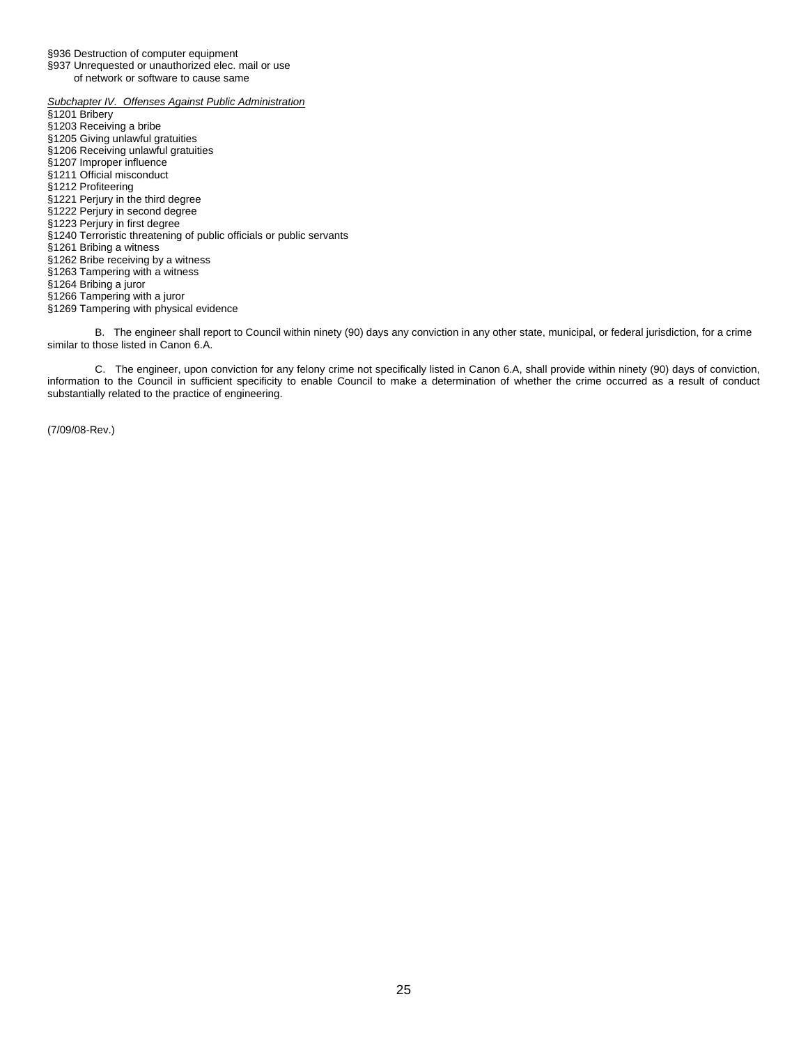§936 Destruction of computer equipment
§937 Unrequested or unauthorized elec. mail or use
of network or software to cause same

*Subchapter IV. Offenses Against Public Administration*

§1201 Bribery
§1203 Receiving a bribe
§1205 Giving unlawful gratuities
§1206 Receiving unlawful gratuities
§1207 Improper influence
§1211 Official misconduct
§1212 Profiteering
§1221 Perjury in the third degree
§1222 Perjury in second degree
§1223 Perjury in first degree
§1240 Terroristic threatening of public officials or public servants
§1261 Bribing a witness
§1262 Bribe receiving by a witness
§1263 Tampering with a witness
§1264 Bribing a juror
§1266 Tampering with a juror
§1269 Tampering with physical evidence

B. The engineer shall report to Council within ninety (90) days any conviction in any other state, municipal, or federal jurisdiction, for a crime similar to those listed in Canon 6.A.

C. The engineer, upon conviction for any felony crime not specifically listed in Canon 6.A, shall provide within ninety (90) days of conviction, information to the Council in sufficient specificity to enable Council to make a determination of whether the crime occurred as a result of conduct substantially related to the practice of engineering.

(7/09/08-Rev.)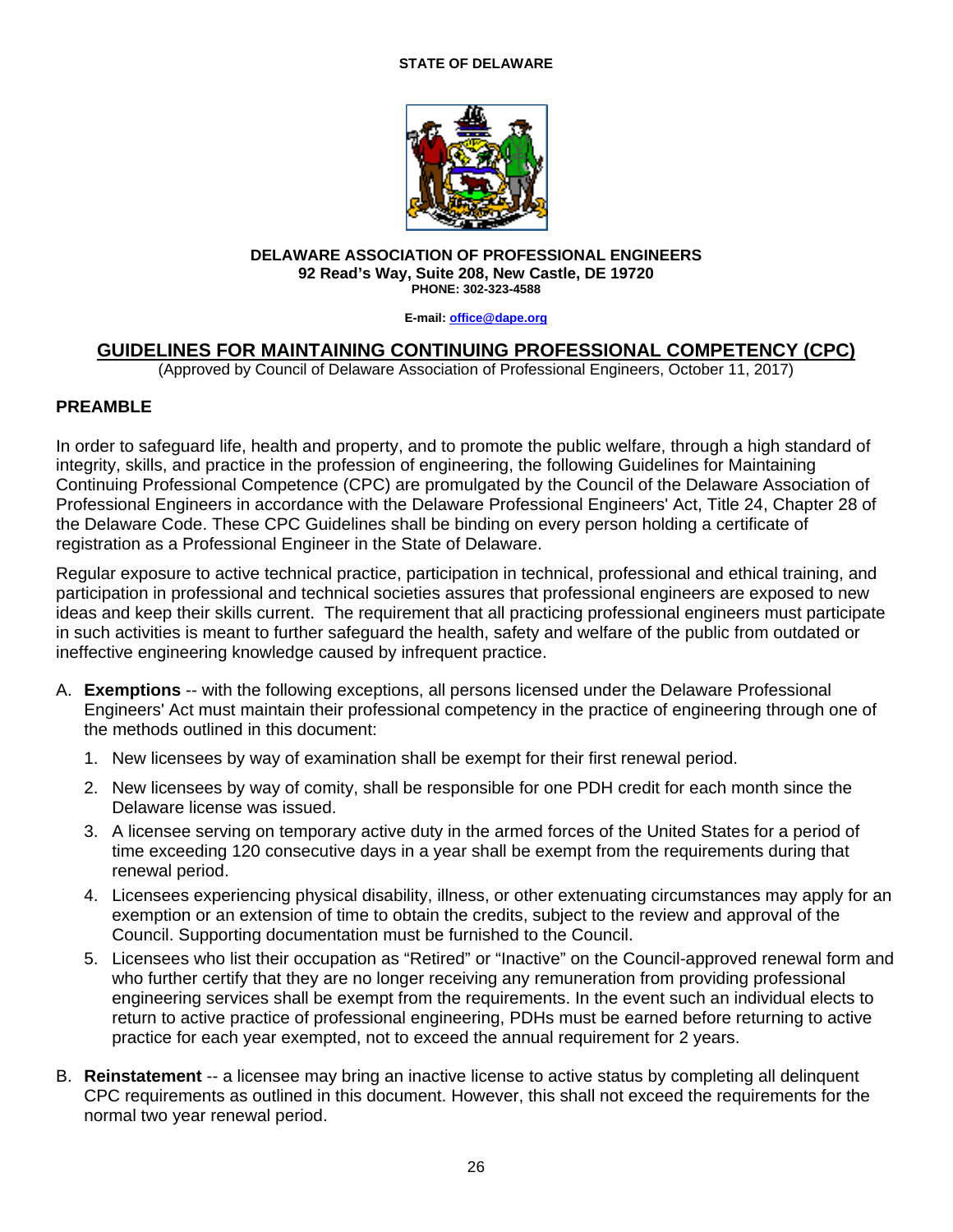**STATE OF DELAWARE**

**DELAWARE ASSOCIATION OF PROFESSIONAL ENGINEERS**
**92 Read's Way, Suite 208, New Castle, DE 19720**
**PHONE: 302-323-4588**

**E-mail: office@dape.org**

## GUIDELINES FOR MAINTAINING CONTINUING PROFESSIONAL COMPETENCY (CPC)

(Approved by Council of Delaware Association of Professional Engineers, October 11, 2017)

### PREAMBLE

In order to safeguard life, health and property, and to promote the public welfare, through a high standard of integrity, skills, and practice in the profession of engineering, the following Guidelines for Maintaining Continuing Professional Competence (CPC) are promulgated by the Council of the Delaware Association of Professional Engineers in accordance with the Delaware Professional Engineers' Act, Title 24, Chapter 28 of the Delaware Code. These CPC Guidelines shall be binding on every person holding a certificate of registration as a Professional Engineer in the State of Delaware.

Regular exposure to active technical practice, participation in technical, professional and ethical training, and participation in professional and technical societies assures that professional engineers are exposed to new ideas and keep their skills current. The requirement that all practicing professional engineers must participate in such activities is meant to further safeguard the health, safety and welfare of the public from outdated or ineffective engineering knowledge caused by infrequent practice.

A. **Exemptions** -- with the following exceptions, all persons licensed under the Delaware Professional Engineers' Act must maintain their professional competency in the practice of engineering through one of the methods outlined in this document:

   1. New licensees by way of examination shall be exempt for their first renewal period.
   2. New licensees by way of comity, shall be responsible for one PDH credit for each month since the Delaware license was issued.
   3. A licensee serving on temporary active duty in the armed forces of the United States for a period of time exceeding 120 consecutive days in a year shall be exempt from the requirements during that renewal period.
   4. Licensees experiencing physical disability, illness, or other extenuating circumstances may apply for an exemption or an extension of time to obtain the credits, subject to the review and approval of the Council. Supporting documentation must be furnished to the Council.
   5. Licensees who list their occupation as "Retired" or "Inactive" on the Council-approved renewal form and who further certify that they are no longer receiving any remuneration from providing professional engineering services shall be exempt from the requirements. In the event such an individual elects to return to active practice of professional engineering, PDHs must be earned before returning to active practice for each year exempted, not to exceed the annual requirement for 2 years.

B. **Reinstatement** -- a licensee may bring an inactive license to active status by completing all delinquent CPC requirements as outlined in this document. However, this shall not exceed the requirements for the normal two year renewal period.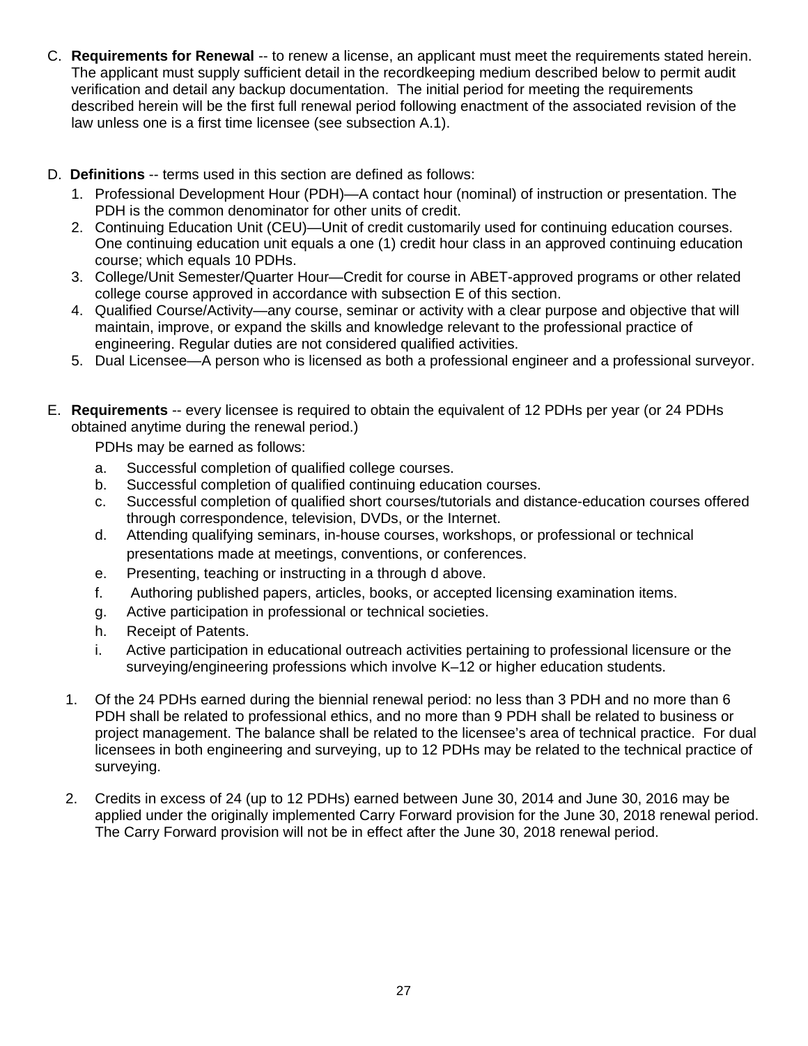C. **Requirements for Renewal** -- to renew a license, an applicant must meet the requirements stated herein. The applicant must supply sufficient detail in the recordkeeping medium described below to permit audit verification and detail any backup documentation. The initial period for meeting the requirements described herein will be the first full renewal period following enactment of the associated revision of the law unless one is a first time licensee (see subsection A.1).

D. **Definitions** -- terms used in this section are defined as follows:

1. Professional Development Hour (PDH)—A contact hour (nominal) of instruction or presentation. The PDH is the common denominator for other units of credit.
2. Continuing Education Unit (CEU)—Unit of credit customarily used for continuing education courses. One continuing education unit equals a one (1) credit hour class in an approved continuing education course; which equals 10 PDHs.
3. College/Unit Semester/Quarter Hour—Credit for course in ABET-approved programs or other related college course approved in accordance with subsection E of this section.
4. Qualified Course/Activity—any course, seminar or activity with a clear purpose and objective that will maintain, improve, or expand the skills and knowledge relevant to the professional practice of engineering. Regular duties are not considered qualified activities.
5. Dual Licensee—A person who is licensed as both a professional engineer and a professional surveyor.

E. **Requirements** -- every licensee is required to obtain the equivalent of 12 PDHs per year (or 24 PDHs obtained anytime during the renewal period.)

PDHs may be earned as follows:

a. Successful completion of qualified college courses.
b. Successful completion of qualified continuing education courses.
c. Successful completion of qualified short courses/tutorials and distance-education courses offered through correspondence, television, DVDs, or the Internet.
d. Attending qualifying seminars, in-house courses, workshops, or professional or technical presentations made at meetings, conventions, or conferences.
e. Presenting, teaching or instructing in a through d above.
f. Authoring published papers, articles, books, or accepted licensing examination items.
g. Active participation in professional or technical societies.
h. Receipt of Patents.
i. Active participation in educational outreach activities pertaining to professional licensure or the surveying/engineering professions which involve K–12 or higher education students.

1. Of the 24 PDHs earned during the biennial renewal period: no less than 3 PDH and no more than 6 PDH shall be related to professional ethics, and no more than 9 PDH shall be related to business or project management. The balance shall be related to the licensee's area of technical practice. For dual licensees in both engineering and surveying, up to 12 PDHs may be related to the technical practice of surveying.
2. Credits in excess of 24 (up to 12 PDHs) earned between June 30, 2014 and June 30, 2016 may be applied under the originally implemented Carry Forward provision for the June 30, 2018 renewal period. The Carry Forward provision will not be in effect after the June 30, 2018 renewal period.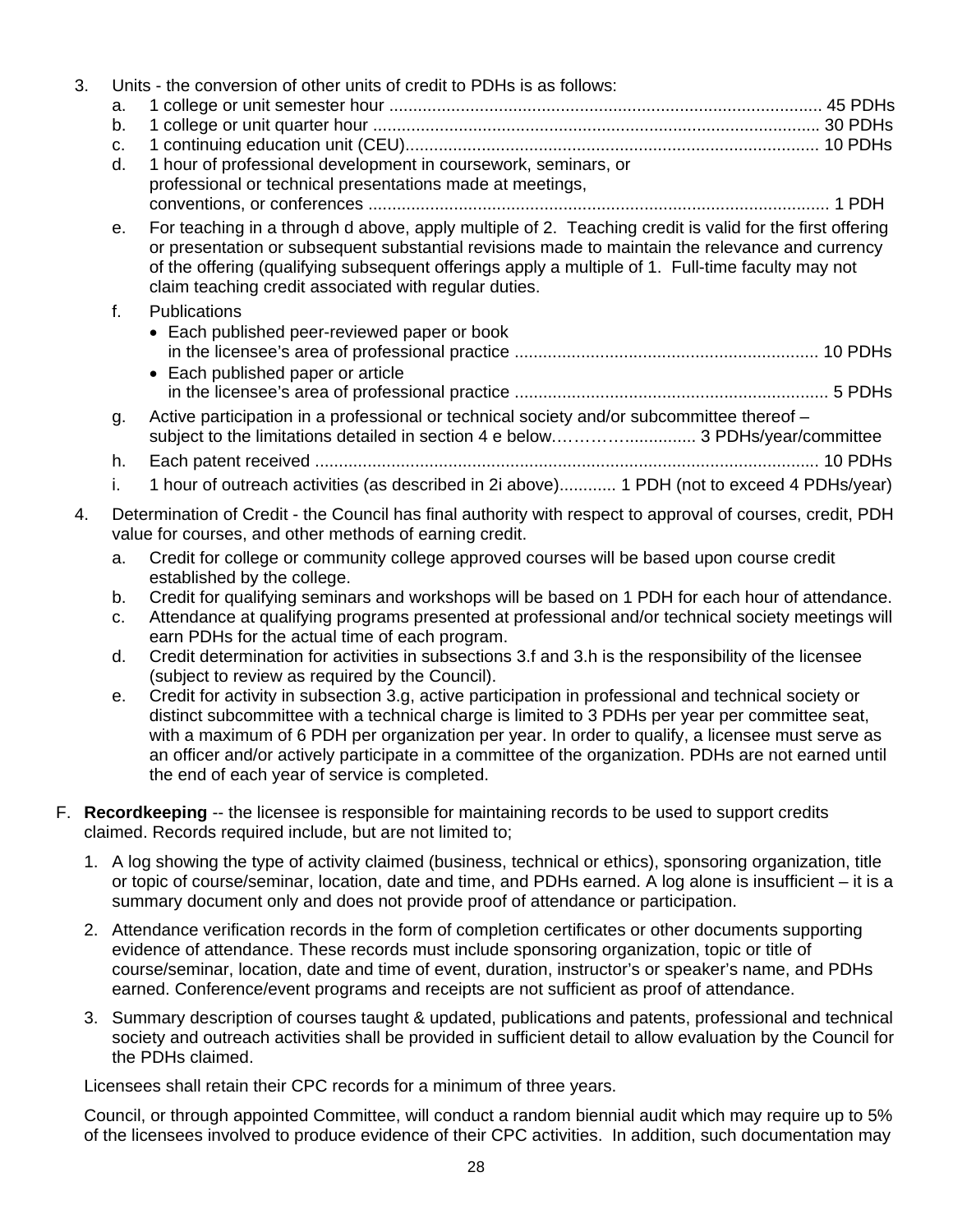3. Units - the conversion of other units of credit to PDHs is as follows:
   a. 1 college or unit semester hour ........................................................................................... 45 PDHs
   b. 1 college or unit quarter hour .............................................................................................. 30 PDHs
   c. 1 continuing education unit (CEU)....................................................................................... 10 PDHs
   d. 1 hour of professional development in coursework, seminars, or professional or technical presentations made at meetings, conventions, or conferences ................................................................................................. 1 PDH
   e. For teaching in a through d above, apply multiple of 2. Teaching credit is valid for the first offering or presentation or subsequent substantial revisions made to maintain the relevance and currency of the offering (qualifying subsequent offerings apply a multiple of 1. Full-time faculty may not claim teaching credit associated with regular duties.
   f. Publications
      - Each published peer-reviewed paper or book in the licensee's area of professional practice ................................................................ 10 PDHs
      - Each published paper or article in the licensee's area of professional practice .................................................................. 5 PDHs
   g. Active participation in a professional or technical society and/or subcommittee thereof – subject to the limitations detailed in section 4 e below.………….............. 3 PDHs/year/committee
   h. Each patent received .......................................................................................................... 10 PDHs
   i. 1 hour of outreach activities (as described in 2i above)............ 1 PDH (not to exceed 4 PDHs/year)

4. Determination of Credit - the Council has final authority with respect to approval of courses, credit, PDH value for courses, and other methods of earning credit.
   a. Credit for college or community college approved courses will be based upon course credit established by the college.
   b. Credit for qualifying seminars and workshops will be based on 1 PDH for each hour of attendance.
   c. Attendance at qualifying programs presented at professional and/or technical society meetings will earn PDHs for the actual time of each program.
   d. Credit determination for activities in subsections 3.f and 3.h is the responsibility of the licensee (subject to review as required by the Council).
   e. Credit for activity in subsection 3.g, active participation in professional and technical society or distinct subcommittee with a technical charge is limited to 3 PDHs per year per committee seat, with a maximum of 6 PDH per organization per year. In order to qualify, a licensee must serve as an officer and/or actively participate in a committee of the organization. PDHs are not earned until the end of each year of service is completed.

F. **Recordkeeping** -- the licensee is responsible for maintaining records to be used to support credits claimed. Records required include, but are not limited to;

   1. A log showing the type of activity claimed (business, technical or ethics), sponsoring organization, title or topic of course/seminar, location, date and time, and PDHs earned. A log alone is insufficient – it is a summary document only and does not provide proof of attendance or participation.

   2. Attendance verification records in the form of completion certificates or other documents supporting evidence of attendance. These records must include sponsoring organization, topic or title of course/seminar, location, date and time of event, duration, instructor's or speaker's name, and PDHs earned. Conference/event programs and receipts are not sufficient as proof of attendance.

   3. Summary description of courses taught & updated, publications and patents, professional and technical society and outreach activities shall be provided in sufficient detail to allow evaluation by the Council for the PDHs claimed.

   Licensees shall retain their CPC records for a minimum of three years.

   Council, or through appointed Committee, will conduct a random biennial audit which may require up to 5% of the licensees involved to produce evidence of their CPC activities. In addition, such documentation may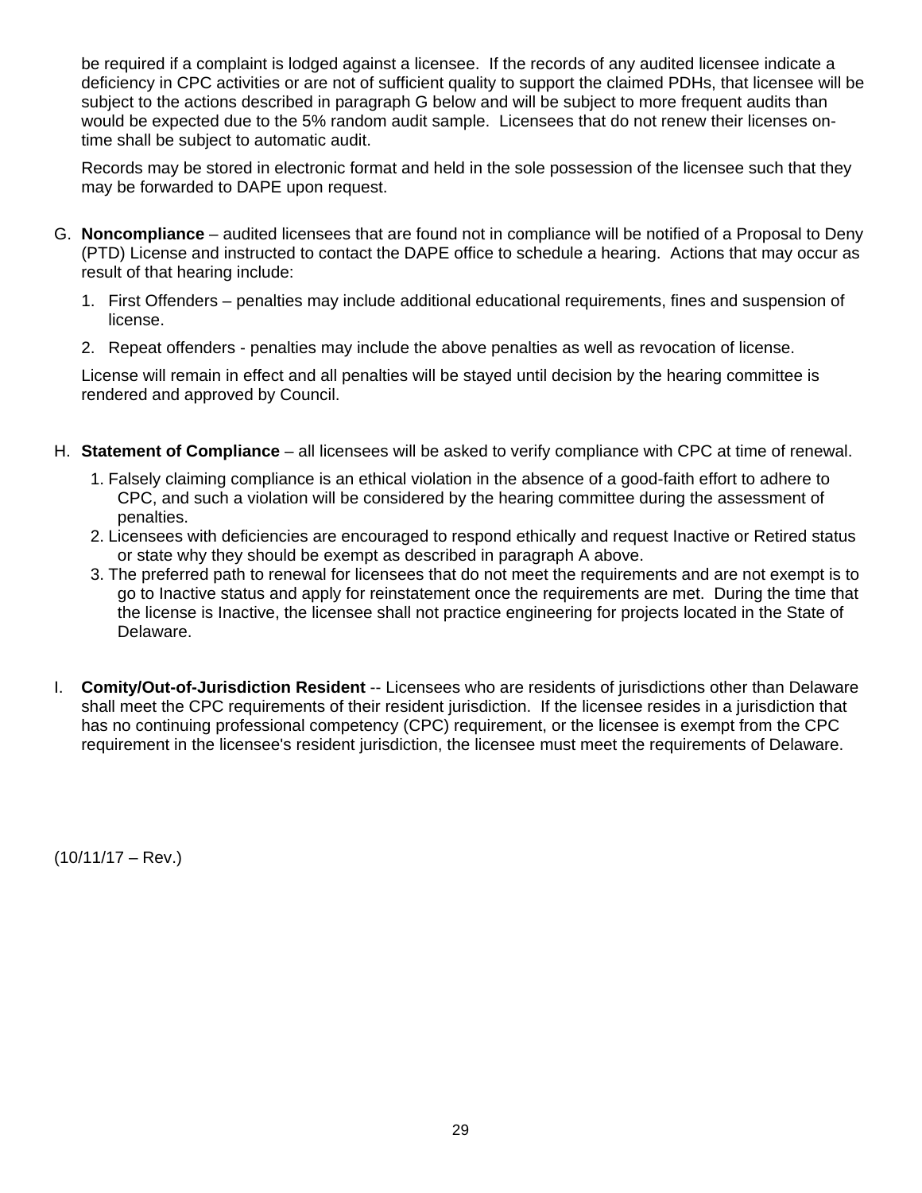be required if a complaint is lodged against a licensee. If the records of any audited licensee indicate a deficiency in CPC activities or are not of sufficient quality to support the claimed PDHs, that licensee will be subject to the actions described in paragraph G below and will be subject to more frequent audits than would be expected due to the 5% random audit sample. Licensees that do not renew their licenses on-time shall be subject to automatic audit.

Records may be stored in electronic format and held in the sole possession of the licensee such that they may be forwarded to DAPE upon request.

G. **Noncompliance** – audited licensees that are found not in compliance will be notified of a Proposal to Deny (PTD) License and instructed to contact the DAPE office to schedule a hearing. Actions that may occur as result of that hearing include:

   1. First Offenders – penalties may include additional educational requirements, fines and suspension of license.
   2. Repeat offenders - penalties may include the above penalties as well as revocation of license.

   License will remain in effect and all penalties will be stayed until decision by the hearing committee is rendered and approved by Council.

H. **Statement of Compliance** – all licensees will be asked to verify compliance with CPC at time of renewal.

   1. Falsely claiming compliance is an ethical violation in the absence of a good-faith effort to adhere to CPC, and such a violation will be considered by the hearing committee during the assessment of penalties.
   2. Licensees with deficiencies are encouraged to respond ethically and request Inactive or Retired status or state why they should be exempt as described in paragraph A above.
   3. The preferred path to renewal for licensees that do not meet the requirements and are not exempt is to go to Inactive status and apply for reinstatement once the requirements are met. During the time that the license is Inactive, the licensee shall not practice engineering for projects located in the State of Delaware.

I. **Comity/Out-of-Jurisdiction Resident** -- Licensees who are residents of jurisdictions other than Delaware shall meet the CPC requirements of their resident jurisdiction. If the licensee resides in a jurisdiction that has no continuing professional competency (CPC) requirement, or the licensee is exempt from the CPC requirement in the licensee's resident jurisdiction, the licensee must meet the requirements of Delaware.

(10/11/17 – Rev.)